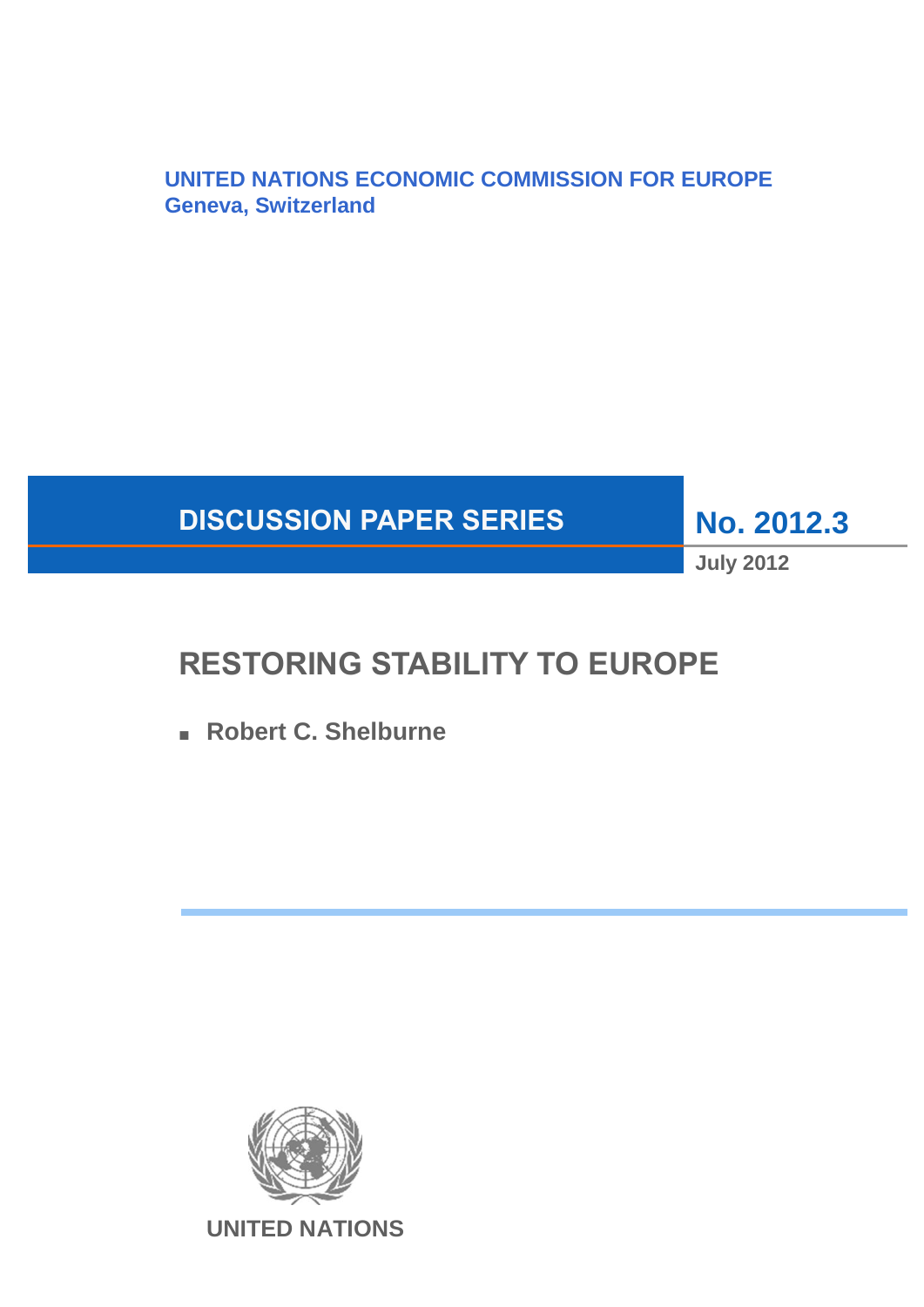**UNITED NATIONS ECONOMIC COMMISSION FOR EUROPE**
**Geneva, Switzerland**

**DISCUSSION PAPER SERIES** **No. 2012.3**

**July 2012**

# RESTORING STABILITY TO EUROPE

- **Robert C. Shelburne**

**UNITED NATIONS**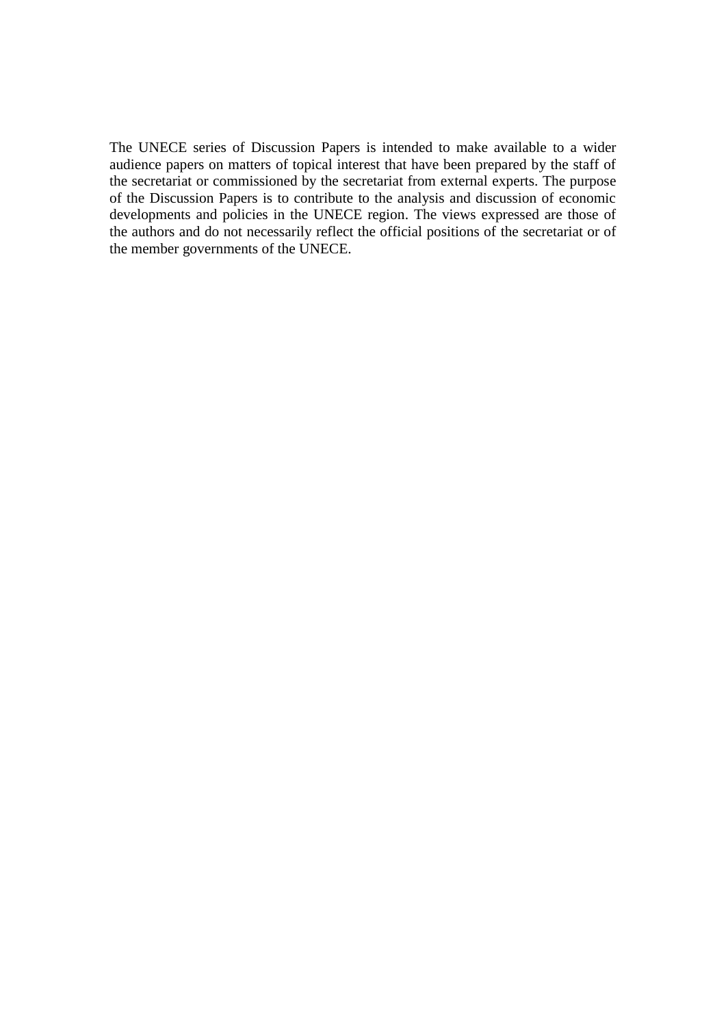The UNECE series of Discussion Papers is intended to make available to a wider audience papers on matters of topical interest that have been prepared by the staff of the secretariat or commissioned by the secretariat from external experts. The purpose of the Discussion Papers is to contribute to the analysis and discussion of economic developments and policies in the UNECE region. The views expressed are those of the authors and do not necessarily reflect the official positions of the secretariat or of the member governments of the UNECE.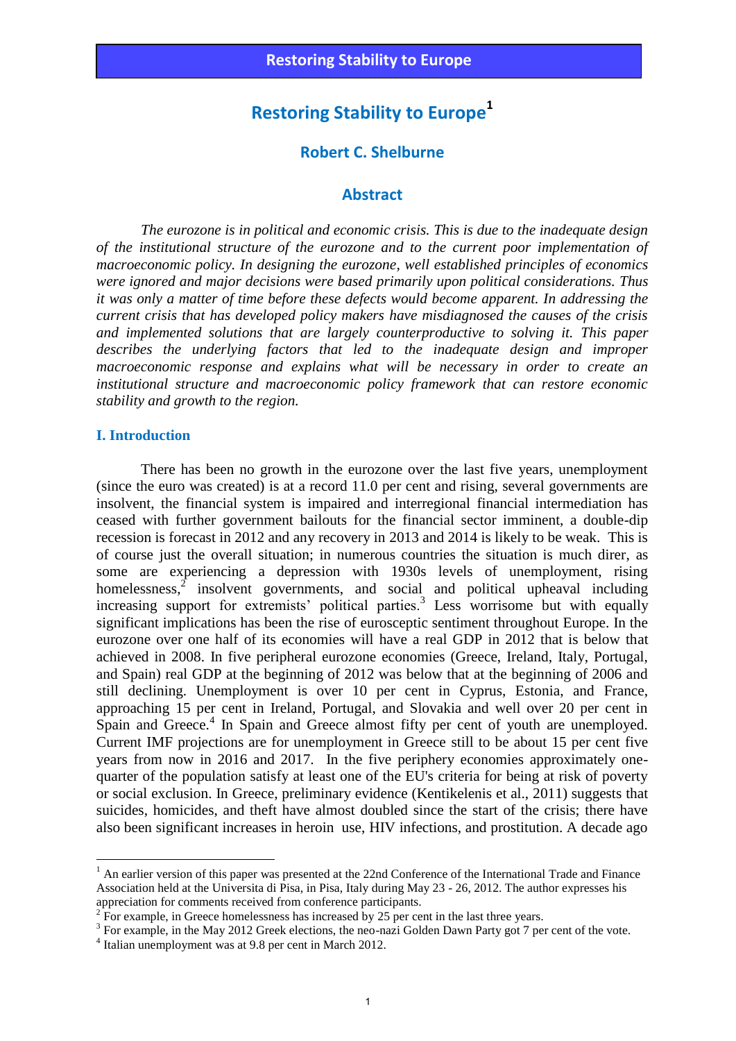# Restoring Stability to Europe[1]

## Robert C. Shelburne

## Abstract

*The eurozone is in political and economic crisis. This is due to the inadequate design of the institutional structure of the eurozone and to the current poor implementation of macroeconomic policy. In designing the eurozone, well established principles of economics were ignored and major decisions were based primarily upon political considerations. Thus it was only a matter of time before these defects would become apparent. In addressing the current crisis that has developed policy makers have misdiagnosed the causes of the crisis and implemented solutions that are largely counterproductive to solving it. This paper describes the underlying factors that led to the inadequate design and improper macroeconomic response and explains what will be necessary in order to create an institutional structure and macroeconomic policy framework that can restore economic stability and growth to the region.*

### I. Introduction

There has been no growth in the eurozone over the last five years, unemployment (since the euro was created) is at a record 11.0 per cent and rising, several governments are insolvent, the financial system is impaired and interregional financial intermediation has ceased with further government bailouts for the financial sector imminent, a double-dip recession is forecast in 2012 and any recovery in 2013 and 2014 is likely to be weak. This is of course just the overall situation; in numerous countries the situation is much direr, as some are experiencing a depression with 1930s levels of unemployment, rising homelessness,[2] insolvent governments, and social and political upheaval including increasing support for extremists' political parties.[3] Less worrisome but with equally significant implications has been the rise of eurosceptic sentiment throughout Europe. In the eurozone over one half of its economies will have a real GDP in 2012 that is below that achieved in 2008. In five peripheral eurozone economies (Greece, Ireland, Italy, Portugal, and Spain) real GDP at the beginning of 2012 was below that at the beginning of 2006 and still declining. Unemployment is over 10 per cent in Cyprus, Estonia, and France, approaching 15 per cent in Ireland, Portugal, and Slovakia and well over 20 per cent in Spain and Greece.[4] In Spain and Greece almost fifty per cent of youth are unemployed. Current IMF projections are for unemployment in Greece still to be about 15 per cent five years from now in 2016 and 2017. In the five periphery economies approximately one-quarter of the population satisfy at least one of the EU's criteria for being at risk of poverty or social exclusion. In Greece, preliminary evidence (Kentikelenis et al., 2011) suggests that suicides, homicides, and theft have almost doubled since the start of the crisis; there have also been significant increases in heroin use, HIV infections, and prostitution. A decade ago

---

[1] An earlier version of this paper was presented at the 22nd Conference of the International Trade and Finance Association held at the Universita di Pisa, in Pisa, Italy during May 23 - 26, 2012. The author expresses his appreciation for comments received from conference participants.

[2] For example, in Greece homelessness has increased by 25 per cent in the last three years.

[3] For example, in the May 2012 Greek elections, the neo-nazi Golden Dawn Party got 7 per cent of the vote.

[4] Italian unemployment was at 9.8 per cent in March 2012.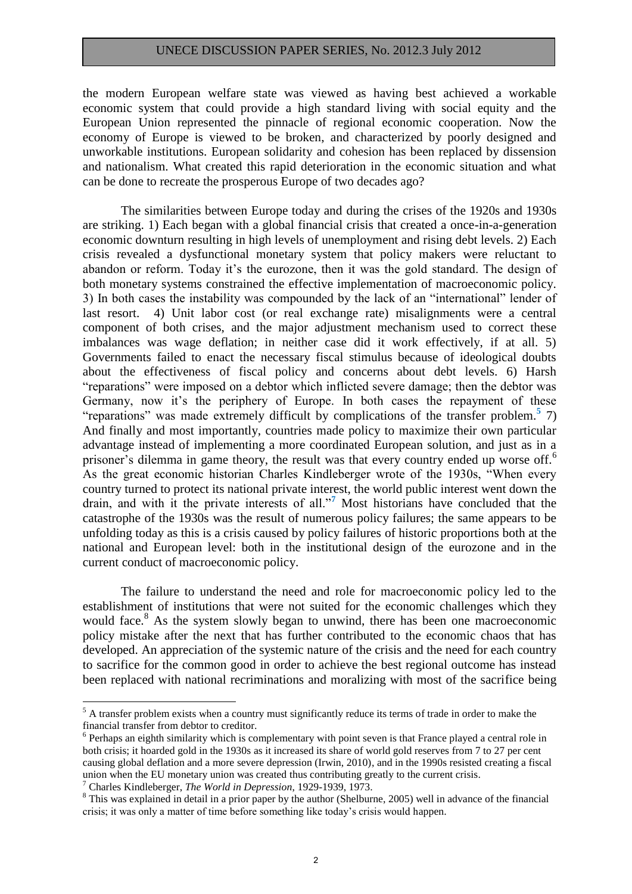the modern European welfare state was viewed as having best achieved a workable economic system that could provide a high standard living with social equity and the European Union represented the pinnacle of regional economic cooperation. Now the economy of Europe is viewed to be broken, and characterized by poorly designed and unworkable institutions. European solidarity and cohesion has been replaced by dissension and nationalism. What created this rapid deterioration in the economic situation and what can be done to recreate the prosperous Europe of two decades ago?

The similarities between Europe today and during the crises of the 1920s and 1930s are striking. 1) Each began with a global financial crisis that created a once-in-a-generation economic downturn resulting in high levels of unemployment and rising debt levels. 2) Each crisis revealed a dysfunctional monetary system that policy makers were reluctant to abandon or reform. Today it's the eurozone, then it was the gold standard. The design of both monetary systems constrained the effective implementation of macroeconomic policy. 3) In both cases the instability was compounded by the lack of an "international" lender of last resort. 4) Unit labor cost (or real exchange rate) misalignments were a central component of both crises, and the major adjustment mechanism used to correct these imbalances was wage deflation; in neither case did it work effectively, if at all. 5) Governments failed to enact the necessary fiscal stimulus because of ideological doubts about the effectiveness of fiscal policy and concerns about debt levels. 6) Harsh "reparations" were imposed on a debtor which inflicted severe damage; then the debtor was Germany, now it's the periphery of Europe. In both cases the repayment of these "reparations" was made extremely difficult by complications of the transfer problem.[5] 7) And finally and most importantly, countries made policy to maximize their own particular advantage instead of implementing a more coordinated European solution, and just as in a prisoner's dilemma in game theory, the result was that every country ended up worse off.[6] As the great economic historian Charles Kindleberger wrote of the 1930s, "When every country turned to protect its national private interest, the world public interest went down the drain, and with it the private interests of all."[7] Most historians have concluded that the catastrophe of the 1930s was the result of numerous policy failures; the same appears to be unfolding today as this is a crisis caused by policy failures of historic proportions both at the national and European level: both in the institutional design of the eurozone and in the current conduct of macroeconomic policy.

The failure to understand the need and role for macroeconomic policy led to the establishment of institutions that were not suited for the economic challenges which they would face.[8] As the system slowly began to unwind, there has been one macroeconomic policy mistake after the next that has further contributed to the economic chaos that has developed. An appreciation of the systemic nature of the crisis and the need for each country to sacrifice for the common good in order to achieve the best regional outcome has instead been replaced with national recriminations and moralizing with most of the sacrifice being

---

[5] A transfer problem exists when a country must significantly reduce its terms of trade in order to make the financial transfer from debtor to creditor.

[6] Perhaps an eighth similarity which is complementary with point seven is that France played a central role in both crisis; it hoarded gold in the 1930s as it increased its share of world gold reserves from 7 to 27 per cent causing global deflation and a more severe depression (Irwin, 2010), and in the 1990s resisted creating a fiscal union when the EU monetary union was created thus contributing greatly to the current crisis.

[7] Charles Kindleberger, *The World in Depression*, 1929-1939, 1973.

[8] This was explained in detail in a prior paper by the author (Shelburne, 2005) well in advance of the financial crisis; it was only a matter of time before something like today's crisis would happen.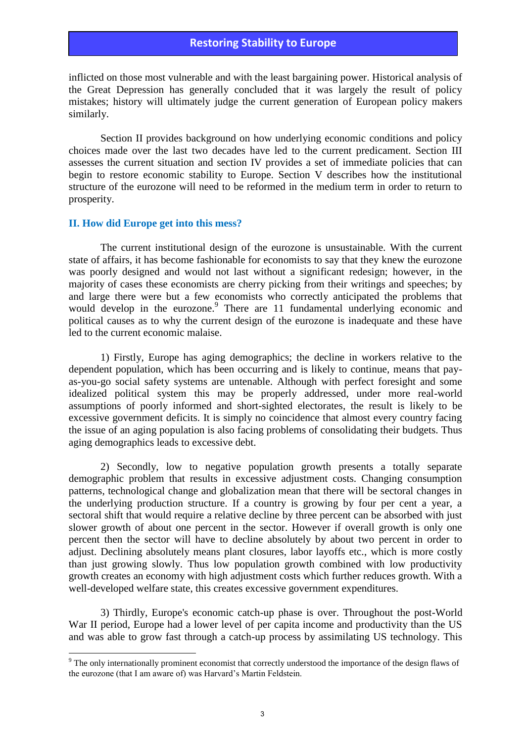inflicted on those most vulnerable and with the least bargaining power. Historical analysis of the Great Depression has generally concluded that it was largely the result of policy mistakes; history will ultimately judge the current generation of European policy makers similarly.

Section II provides background on how underlying economic conditions and policy choices made over the last two decades have led to the current predicament. Section III assesses the current situation and section IV provides a set of immediate policies that can begin to restore economic stability to Europe. Section V describes how the institutional structure of the eurozone will need to be reformed in the medium term in order to return to prosperity.

## II. How did Europe get into this mess?

The current institutional design of the eurozone is unsustainable. With the current state of affairs, it has become fashionable for economists to say that they knew the eurozone was poorly designed and would not last without a significant redesign; however, in the majority of cases these economists are cherry picking from their writings and speeches; by and large there were but a few economists who correctly anticipated the problems that would develop in the eurozone.[9] There are 11 fundamental underlying economic and political causes as to why the current design of the eurozone is inadequate and these have led to the current economic malaise.

1) Firstly, Europe has aging demographics; the decline in workers relative to the dependent population, which has been occurring and is likely to continue, means that pay-as-you-go social safety systems are untenable. Although with perfect foresight and some idealized political system this may be properly addressed, under more real-world assumptions of poorly informed and short-sighted electorates, the result is likely to be excessive government deficits. It is simply no coincidence that almost every country facing the issue of an aging population is also facing problems of consolidating their budgets. Thus aging demographics leads to excessive debt.

2) Secondly, low to negative population growth presents a totally separate demographic problem that results in excessive adjustment costs. Changing consumption patterns, technological change and globalization mean that there will be sectoral changes in the underlying production structure. If a country is growing by four per cent a year, a sectoral shift that would require a relative decline by three percent can be absorbed with just slower growth of about one percent in the sector. However if overall growth is only one percent then the sector will have to decline absolutely by about two percent in order to adjust. Declining absolutely means plant closures, labor layoffs etc., which is more costly than just growing slowly. Thus low population growth combined with low productivity growth creates an economy with high adjustment costs which further reduces growth. With a well-developed welfare state, this creates excessive government expenditures.

3) Thirdly, Europe's economic catch-up phase is over. Throughout the post-World War II period, Europe had a lower level of per capita income and productivity than the US and was able to grow fast through a catch-up process by assimilating US technology. This

[9] The only internationally prominent economist that correctly understood the importance of the design flaws of the eurozone (that I am aware of) was Harvard's Martin Feldstein.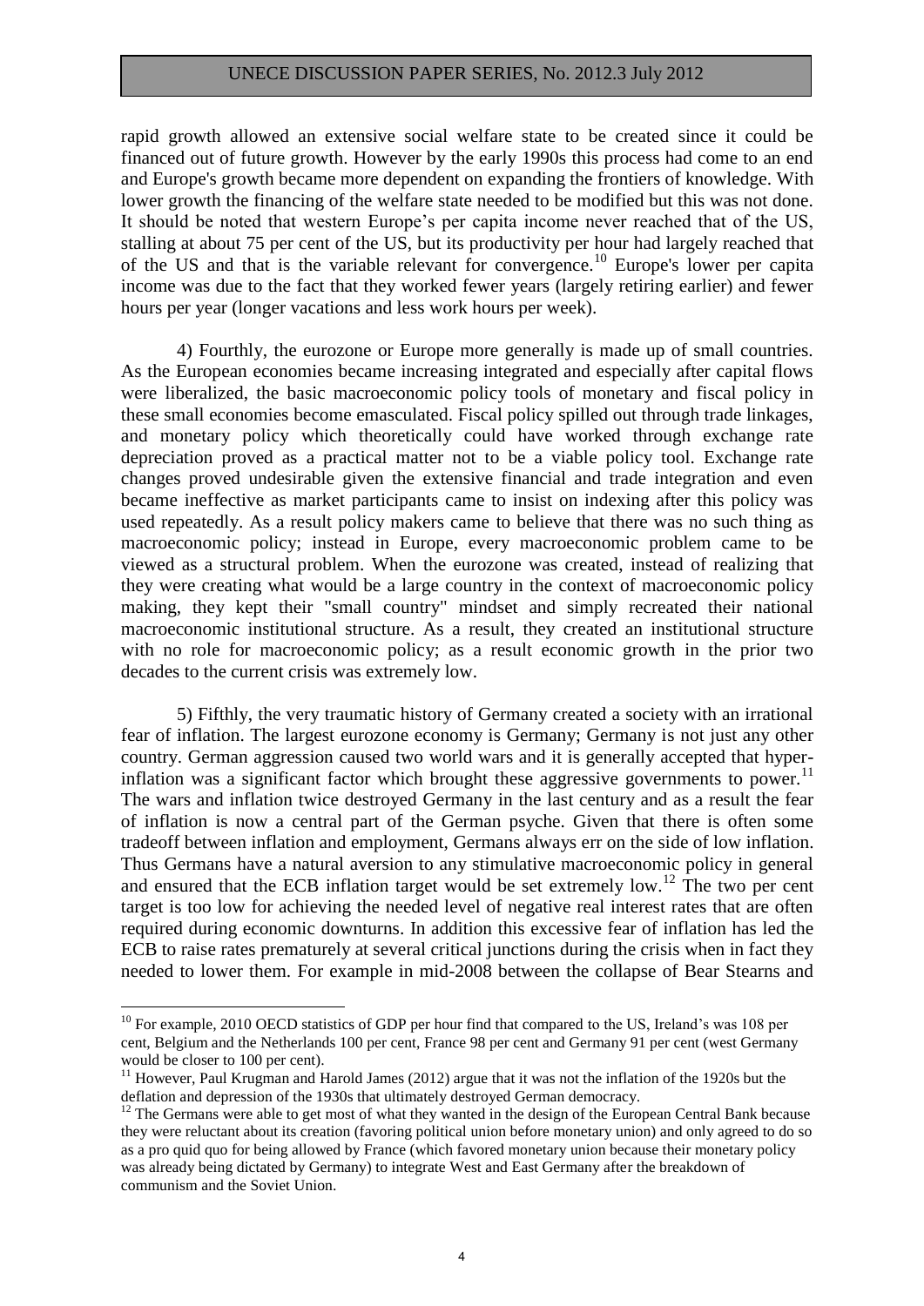rapid growth allowed an extensive social welfare state to be created since it could be financed out of future growth. However by the early 1990s this process had come to an end and Europe's growth became more dependent on expanding the frontiers of knowledge. With lower growth the financing of the welfare state needed to be modified but this was not done. It should be noted that western Europe's per capita income never reached that of the US, stalling at about 75 per cent of the US, but its productivity per hour had largely reached that of the US and that is the variable relevant for convergence.[10] Europe's lower per capita income was due to the fact that they worked fewer years (largely retiring earlier) and fewer hours per year (longer vacations and less work hours per week).

4) Fourthly, the eurozone or Europe more generally is made up of small countries. As the European economies became increasing integrated and especially after capital flows were liberalized, the basic macroeconomic policy tools of monetary and fiscal policy in these small economies become emasculated. Fiscal policy spilled out through trade linkages, and monetary policy which theoretically could have worked through exchange rate depreciation proved as a practical matter not to be a viable policy tool. Exchange rate changes proved undesirable given the extensive financial and trade integration and even became ineffective as market participants came to insist on indexing after this policy was used repeatedly. As a result policy makers came to believe that there was no such thing as macroeconomic policy; instead in Europe, every macroeconomic problem came to be viewed as a structural problem. When the eurozone was created, instead of realizing that they were creating what would be a large country in the context of macroeconomic policy making, they kept their "small country" mindset and simply recreated their national macroeconomic institutional structure. As a result, they created an institutional structure with no role for macroeconomic policy; as a result economic growth in the prior two decades to the current crisis was extremely low.

5) Fifthly, the very traumatic history of Germany created a society with an irrational fear of inflation. The largest eurozone economy is Germany; Germany is not just any other country. German aggression caused two world wars and it is generally accepted that hyper-inflation was a significant factor which brought these aggressive governments to power.[11] The wars and inflation twice destroyed Germany in the last century and as a result the fear of inflation is now a central part of the German psyche. Given that there is often some tradeoff between inflation and employment, Germans always err on the side of low inflation. Thus Germans have a natural aversion to any stimulative macroeconomic policy in general and ensured that the ECB inflation target would be set extremely low.[12] The two per cent target is too low for achieving the needed level of negative real interest rates that are often required during economic downturns. In addition this excessive fear of inflation has led the ECB to raise rates prematurely at several critical junctions during the crisis when in fact they needed to lower them. For example in mid-2008 between the collapse of Bear Stearns and

---

[10] For example, 2010 OECD statistics of GDP per hour find that compared to the US, Ireland's was 108 per cent, Belgium and the Netherlands 100 per cent, France 98 per cent and Germany 91 per cent (west Germany would be closer to 100 per cent).

[11] However, Paul Krugman and Harold James (2012) argue that it was not the inflation of the 1920s but the deflation and depression of the 1930s that ultimately destroyed German democracy.

[12] The Germans were able to get most of what they wanted in the design of the European Central Bank because they were reluctant about its creation (favoring political union before monetary union) and only agreed to do so as a pro quid quo for being allowed by France (which favored monetary union because their monetary policy was already being dictated by Germany) to integrate West and East Germany after the breakdown of communism and the Soviet Union.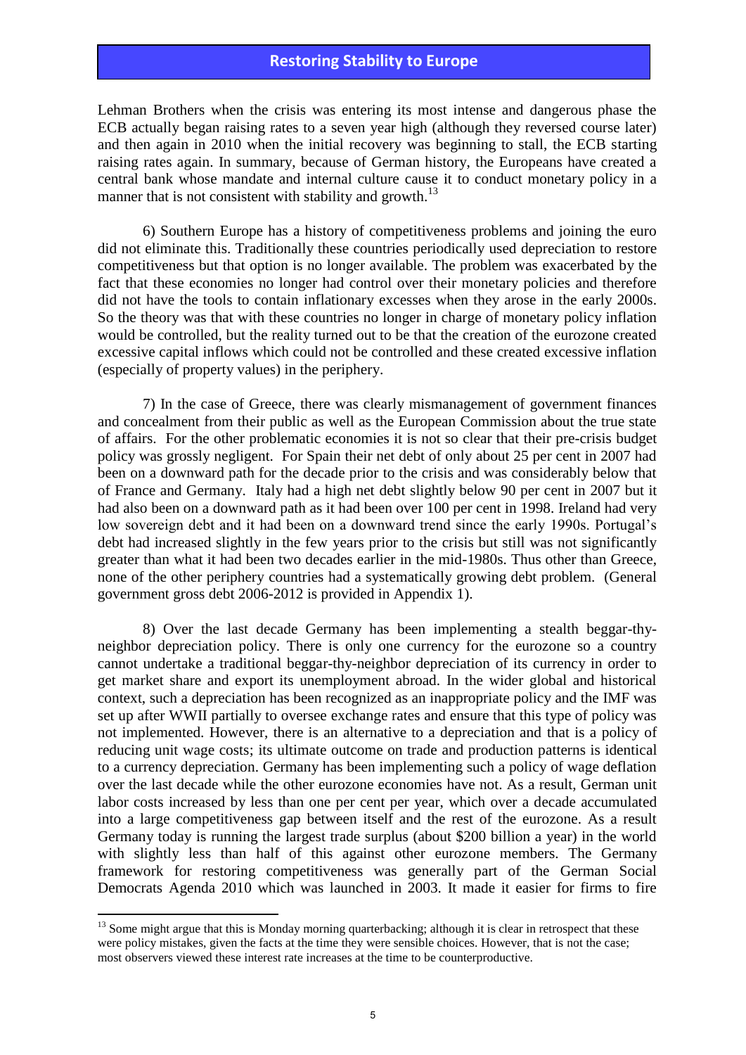Lehman Brothers when the crisis was entering its most intense and dangerous phase the ECB actually began raising rates to a seven year high (although they reversed course later) and then again in 2010 when the initial recovery was beginning to stall, the ECB starting raising rates again. In summary, because of German history, the Europeans have created a central bank whose mandate and internal culture cause it to conduct monetary policy in a manner that is not consistent with stability and growth.[13]

6) Southern Europe has a history of competitiveness problems and joining the euro did not eliminate this. Traditionally these countries periodically used depreciation to restore competitiveness but that option is no longer available. The problem was exacerbated by the fact that these economies no longer had control over their monetary policies and therefore did not have the tools to contain inflationary excesses when they arose in the early 2000s. So the theory was that with these countries no longer in charge of monetary policy inflation would be controlled, but the reality turned out to be that the creation of the eurozone created excessive capital inflows which could not be controlled and these created excessive inflation (especially of property values) in the periphery.

7) In the case of Greece, there was clearly mismanagement of government finances and concealment from their public as well as the European Commission about the true state of affairs. For the other problematic economies it is not so clear that their pre-crisis budget policy was grossly negligent. For Spain their net debt of only about 25 per cent in 2007 had been on a downward path for the decade prior to the crisis and was considerably below that of France and Germany. Italy had a high net debt slightly below 90 per cent in 2007 but it had also been on a downward path as it had been over 100 per cent in 1998. Ireland had very low sovereign debt and it had been on a downward trend since the early 1990s. Portugal's debt had increased slightly in the few years prior to the crisis but still was not significantly greater than what it had been two decades earlier in the mid-1980s. Thus other than Greece, none of the other periphery countries had a systematically growing debt problem. (General government gross debt 2006-2012 is provided in Appendix 1).

8) Over the last decade Germany has been implementing a stealth beggar-thy-neighbor depreciation policy. There is only one currency for the eurozone so a country cannot undertake a traditional beggar-thy-neighbor depreciation of its currency in order to get market share and export its unemployment abroad. In the wider global and historical context, such a depreciation has been recognized as an inappropriate policy and the IMF was set up after WWII partially to oversee exchange rates and ensure that this type of policy was not implemented. However, there is an alternative to a depreciation and that is a policy of reducing unit wage costs; its ultimate outcome on trade and production patterns is identical to a currency depreciation. Germany has been implementing such a policy of wage deflation over the last decade while the other eurozone economies have not. As a result, German unit labor costs increased by less than one per cent per year, which over a decade accumulated into a large competitiveness gap between itself and the rest of the eurozone. As a result Germany today is running the largest trade surplus (about \$200 billion a year) in the world with slightly less than half of this against other eurozone members. The Germany framework for restoring competitiveness was generally part of the German Social Democrats Agenda 2010 which was launched in 2003. It made it easier for firms to fire

---

[13] Some might argue that this is Monday morning quarterbacking; although it is clear in retrospect that these were policy mistakes, given the facts at the time they were sensible choices. However, that is not the case; most observers viewed these interest rate increases at the time to be counterproductive.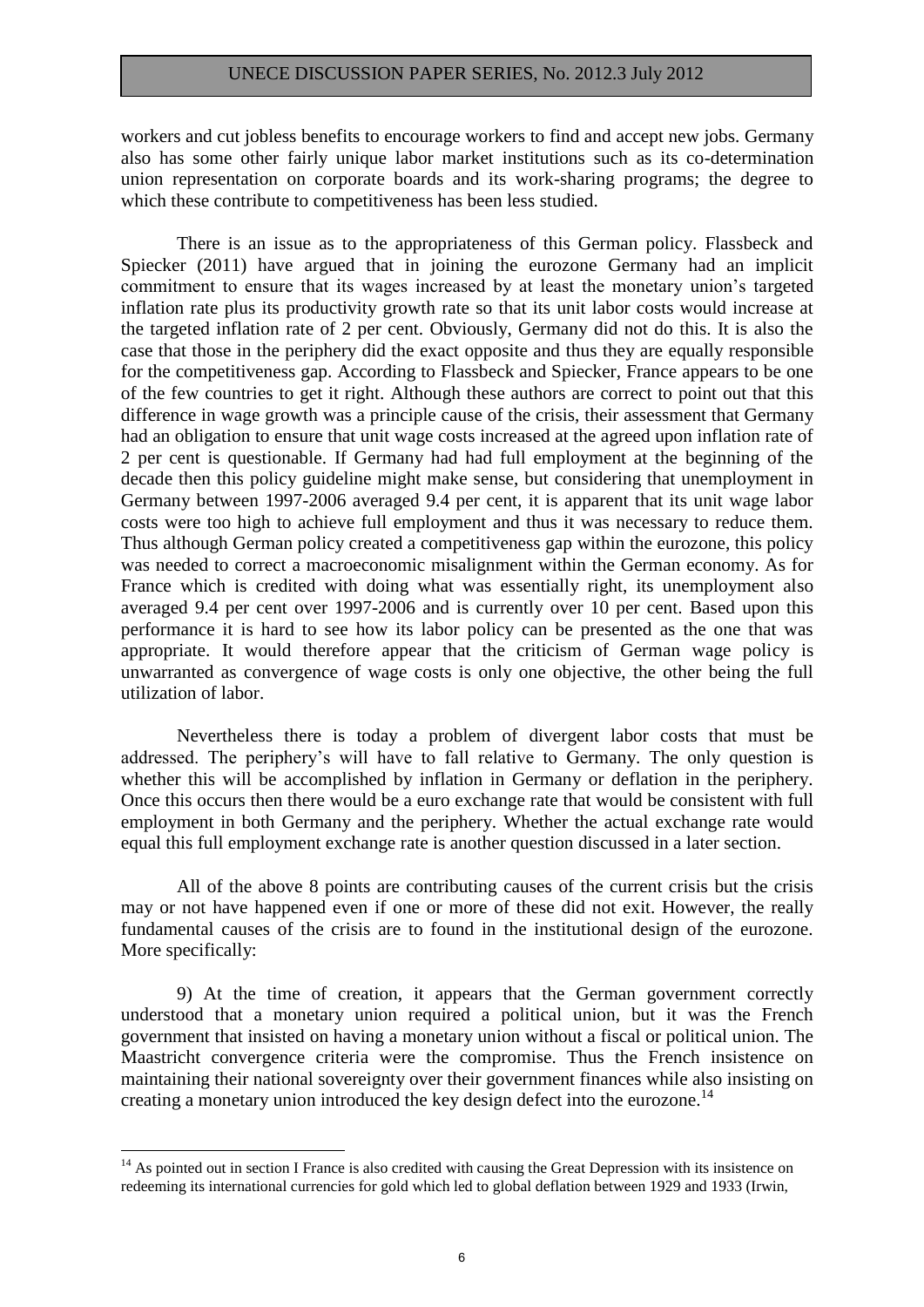workers and cut jobless benefits to encourage workers to find and accept new jobs. Germany also has some other fairly unique labor market institutions such as its co-determination union representation on corporate boards and its work-sharing programs; the degree to which these contribute to competitiveness has been less studied.

There is an issue as to the appropriateness of this German policy. Flassbeck and Spiecker (2011) have argued that in joining the eurozone Germany had an implicit commitment to ensure that its wages increased by at least the monetary union's targeted inflation rate plus its productivity growth rate so that its unit labor costs would increase at the targeted inflation rate of 2 per cent. Obviously, Germany did not do this. It is also the case that those in the periphery did the exact opposite and thus they are equally responsible for the competitiveness gap. According to Flassbeck and Spiecker, France appears to be one of the few countries to get it right. Although these authors are correct to point out that this difference in wage growth was a principle cause of the crisis, their assessment that Germany had an obligation to ensure that unit wage costs increased at the agreed upon inflation rate of 2 per cent is questionable. If Germany had had full employment at the beginning of the decade then this policy guideline might make sense, but considering that unemployment in Germany between 1997-2006 averaged 9.4 per cent, it is apparent that its unit wage labor costs were too high to achieve full employment and thus it was necessary to reduce them. Thus although German policy created a competitiveness gap within the eurozone, this policy was needed to correct a macroeconomic misalignment within the German economy. As for France which is credited with doing what was essentially right, its unemployment also averaged 9.4 per cent over 1997-2006 and is currently over 10 per cent. Based upon this performance it is hard to see how its labor policy can be presented as the one that was appropriate. It would therefore appear that the criticism of German wage policy is unwarranted as convergence of wage costs is only one objective, the other being the full utilization of labor.

Nevertheless there is today a problem of divergent labor costs that must be addressed. The periphery's will have to fall relative to Germany. The only question is whether this will be accomplished by inflation in Germany or deflation in the periphery. Once this occurs then there would be a euro exchange rate that would be consistent with full employment in both Germany and the periphery. Whether the actual exchange rate would equal this full employment exchange rate is another question discussed in a later section.

All of the above 8 points are contributing causes of the current crisis but the crisis may or not have happened even if one or more of these did not exit. However, the really fundamental causes of the crisis are to found in the institutional design of the eurozone. More specifically:

9) At the time of creation, it appears that the German government correctly understood that a monetary union required a political union, but it was the French government that insisted on having a monetary union without a fiscal or political union. The Maastricht convergence criteria were the compromise. Thus the French insistence on maintaining their national sovereignty over their government finances while also insisting on creating a monetary union introduced the key design defect into the eurozone.[14]

[14] As pointed out in section I France is also credited with causing the Great Depression with its insistence on redeeming its international currencies for gold which led to global deflation between 1929 and 1933 (Irwin,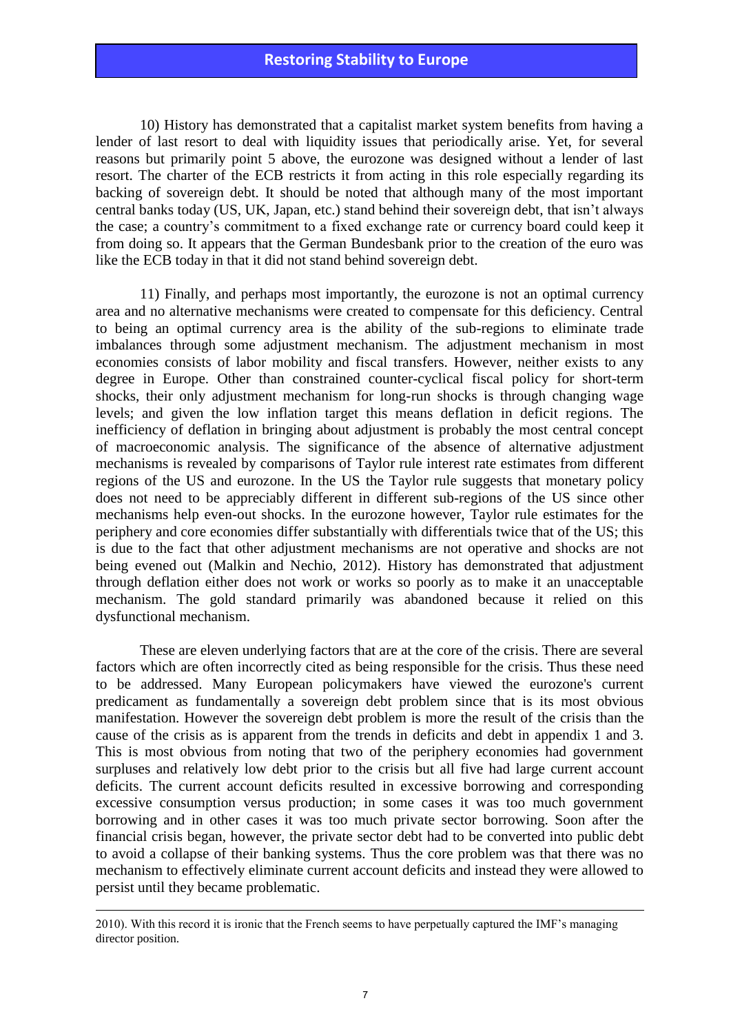10) History has demonstrated that a capitalist market system benefits from having a lender of last resort to deal with liquidity issues that periodically arise. Yet, for several reasons but primarily point 5 above, the eurozone was designed without a lender of last resort. The charter of the ECB restricts it from acting in this role especially regarding its backing of sovereign debt. It should be noted that although many of the most important central banks today (US, UK, Japan, etc.) stand behind their sovereign debt, that isn't always the case; a country's commitment to a fixed exchange rate or currency board could keep it from doing so. It appears that the German Bundesbank prior to the creation of the euro was like the ECB today in that it did not stand behind sovereign debt.

11) Finally, and perhaps most importantly, the eurozone is not an optimal currency area and no alternative mechanisms were created to compensate for this deficiency. Central to being an optimal currency area is the ability of the sub-regions to eliminate trade imbalances through some adjustment mechanism. The adjustment mechanism in most economies consists of labor mobility and fiscal transfers. However, neither exists to any degree in Europe. Other than constrained counter-cyclical fiscal policy for short-term shocks, their only adjustment mechanism for long-run shocks is through changing wage levels; and given the low inflation target this means deflation in deficit regions. The inefficiency of deflation in bringing about adjustment is probably the most central concept of macroeconomic analysis. The significance of the absence of alternative adjustment mechanisms is revealed by comparisons of Taylor rule interest rate estimates from different regions of the US and eurozone. In the US the Taylor rule suggests that monetary policy does not need to be appreciably different in different sub-regions of the US since other mechanisms help even-out shocks. In the eurozone however, Taylor rule estimates for the periphery and core economies differ substantially with differentials twice that of the US; this is due to the fact that other adjustment mechanisms are not operative and shocks are not being evened out (Malkin and Nechio, 2012). History has demonstrated that adjustment through deflation either does not work or works so poorly as to make it an unacceptable mechanism. The gold standard primarily was abandoned because it relied on this dysfunctional mechanism.

These are eleven underlying factors that are at the core of the crisis. There are several factors which are often incorrectly cited as being responsible for the crisis. Thus these need to be addressed. Many European policymakers have viewed the eurozone's current predicament as fundamentally a sovereign debt problem since that is its most obvious manifestation. However the sovereign debt problem is more the result of the crisis than the cause of the crisis as is apparent from the trends in deficits and debt in appendix 1 and 3. This is most obvious from noting that two of the periphery economies had government surpluses and relatively low debt prior to the crisis but all five had large current account deficits. The current account deficits resulted in excessive borrowing and corresponding excessive consumption versus production; in some cases it was too much government borrowing and in other cases it was too much private sector borrowing. Soon after the financial crisis began, however, the private sector debt had to be converted into public debt to avoid a collapse of their banking systems. Thus the core problem was that there was no mechanism to effectively eliminate current account deficits and instead they were allowed to persist until they became problematic.

---

2010). With this record it is ironic that the French seems to have perpetually captured the IMF's managing director position.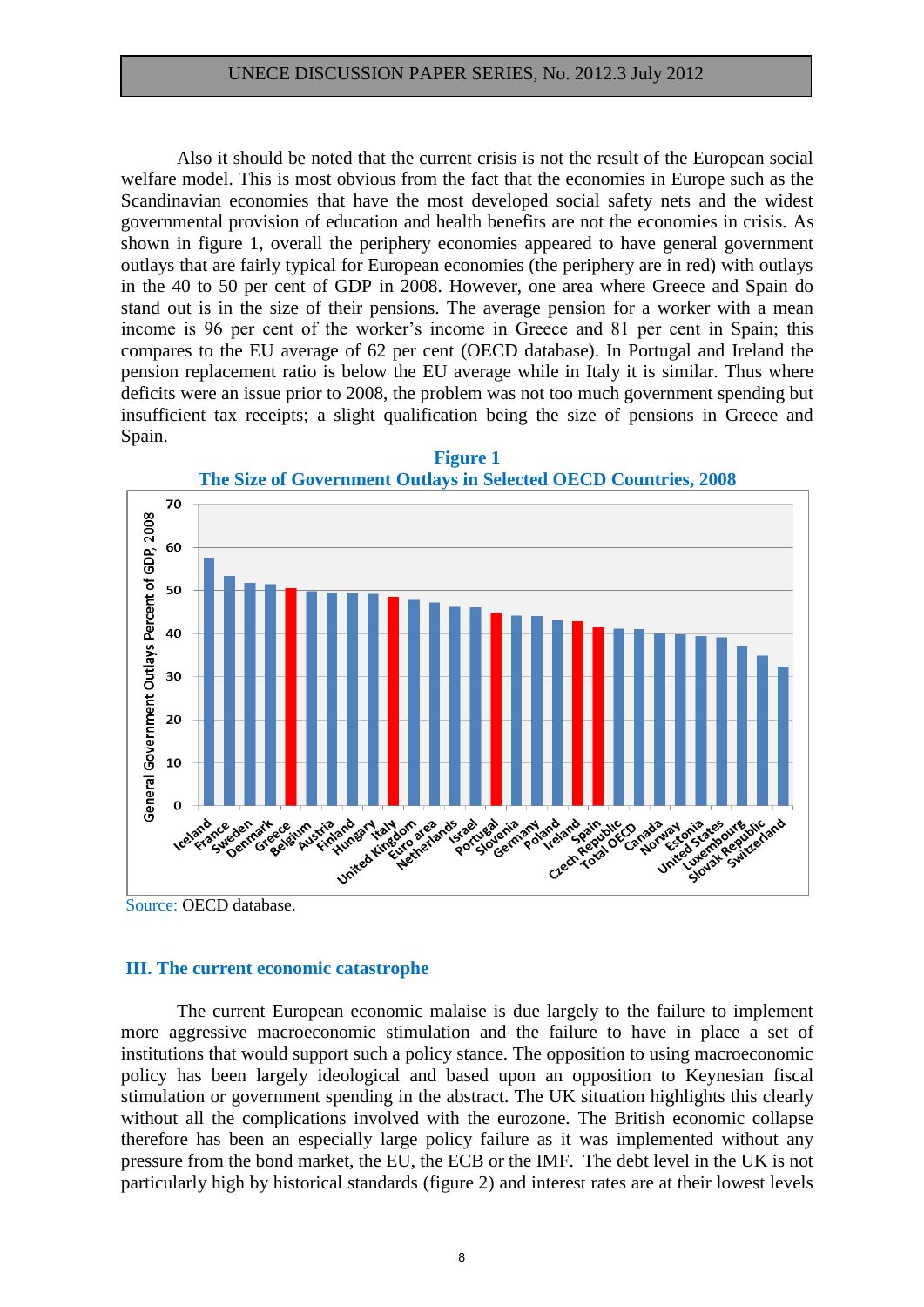Also it should be noted that the current crisis is not the result of the European social welfare model. This is most obvious from the fact that the economies in Europe such as the Scandinavian economies that have the most developed social safety nets and the widest governmental provision of education and health benefits are not the economies in crisis. As shown in figure 1, overall the periphery economies appeared to have general government outlays that are fairly typical for European economies (the periphery are in red) with outlays in the 40 to 50 per cent of GDP in 2008. However, one area where Greece and Spain do stand out is in the size of their pensions. The average pension for a worker with a mean income is 96 per cent of the worker's income in Greece and 81 per cent in Spain; this compares to the EU average of 62 per cent (OECD database). In Portugal and Ireland the pension replacement ratio is below the EU average while in Italy it is similar. Thus where deficits were an issue prior to 2008, the problem was not too much government spending but insufficient tax receipts; a slight qualification being the size of pensions in Greece and Spain.

**Figure 1**
**The Size of Government Outlays in Selected OECD Countries, 2008**

Source: OECD database.

## III. The current economic catastrophe

The current European economic malaise is due largely to the failure to implement more aggressive macroeconomic stimulation and the failure to have in place a set of institutions that would support such a policy stance. The opposition to using macroeconomic policy has been largely ideological and based upon an opposition to Keynesian fiscal stimulation or government spending in the abstract. The UK situation highlights this clearly without all the complications involved with the eurozone. The British economic collapse therefore has been an especially large policy failure as it was implemented without any pressure from the bond market, the EU, the ECB or the IMF. The debt level in the UK is not particularly high by historical standards (figure 2) and interest rates are at their lowest levels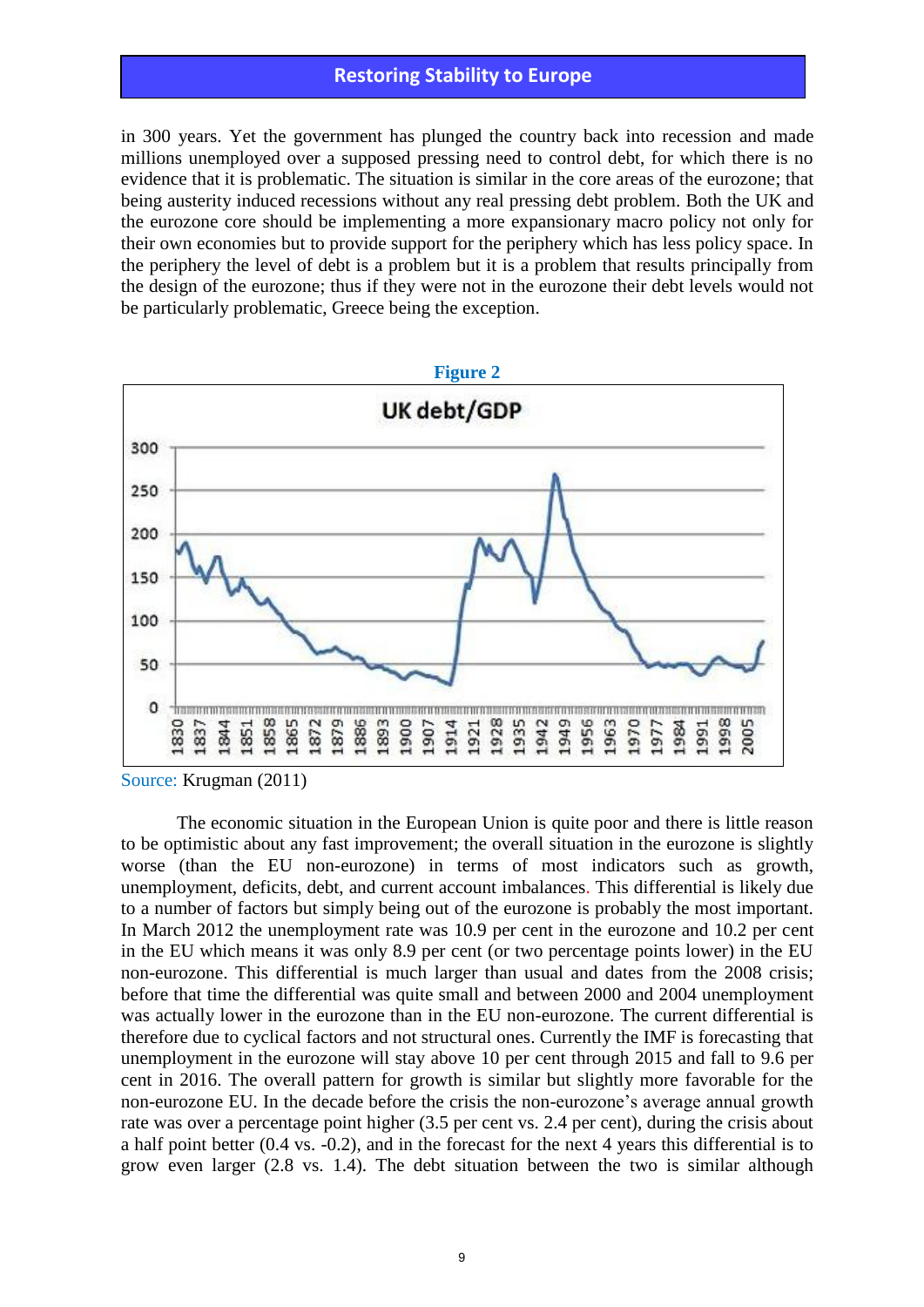in 300 years. Yet the government has plunged the country back into recession and made millions unemployed over a supposed pressing need to control debt, for which there is no evidence that it is problematic. The situation is similar in the core areas of the eurozone; that being austerity induced recessions without any real pressing debt problem. Both the UK and the eurozone core should be implementing a more expansionary macro policy not only for their own economies but to provide support for the periphery which has less policy space. In the periphery the level of debt is a problem but it is a problem that results principally from the design of the eurozone; thus if they were not in the eurozone their debt levels would not be particularly problematic, Greece being the exception.

**Figure 2**

Source: Krugman (2011)

The economic situation in the European Union is quite poor and there is little reason to be optimistic about any fast improvement; the overall situation in the eurozone is slightly worse (than the EU non-eurozone) in terms of most indicators such as growth, unemployment, deficits, debt, and current account imbalances. This differential is likely due to a number of factors but simply being out of the eurozone is probably the most important. In March 2012 the unemployment rate was 10.9 per cent in the eurozone and 10.2 per cent in the EU which means it was only 8.9 per cent (or two percentage points lower) in the EU non-eurozone. This differential is much larger than usual and dates from the 2008 crisis; before that time the differential was quite small and between 2000 and 2004 unemployment was actually lower in the eurozone than in the EU non-eurozone. The current differential is therefore due to cyclical factors and not structural ones. Currently the IMF is forecasting that unemployment in the eurozone will stay above 10 per cent through 2015 and fall to 9.6 per cent in 2016. The overall pattern for growth is similar but slightly more favorable for the non-eurozone EU. In the decade before the crisis the non-eurozone's average annual growth rate was over a percentage point higher (3.5 per cent vs. 2.4 per cent), during the crisis about a half point better (0.4 vs. -0.2), and in the forecast for the next 4 years this differential is to grow even larger (2.8 vs. 1.4). The debt situation between the two is similar although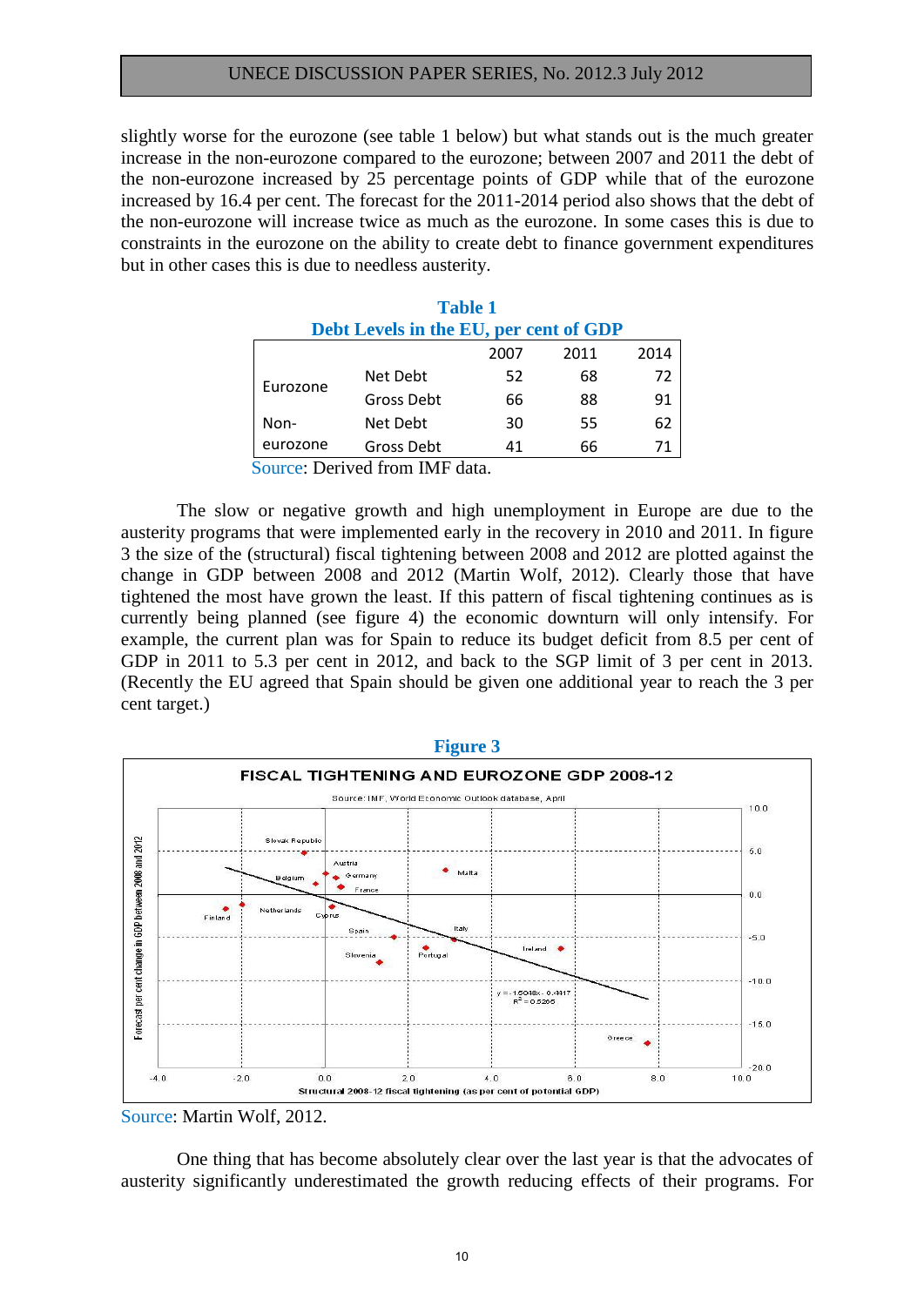slightly worse for the eurozone (see table 1 below) but what stands out is the much greater increase in the non-eurozone compared to the eurozone; between 2007 and 2011 the debt of the non-eurozone increased by 25 percentage points of GDP while that of the eurozone increased by 16.4 per cent. The forecast for the 2011-2014 period also shows that the debt of the non-eurozone will increase twice as much as the eurozone. In some cases this is due to constraints in the eurozone on the ability to create debt to finance government expenditures but in other cases this is due to needless austerity.

**Table 1**
**Debt Levels in the EU, per cent of GDP**

| | | 2007 | 2011 | 2014 |
|---|---|---|---|---|
| Eurozone | Net Debt | 52 | 68 | 72 |
| | Gross Debt | 66 | 88 | 91 |
| Non-eurozone | Net Debt | 30 | 55 | 62 |
| | Gross Debt | 41 | 66 | 71 |

Source: Derived from IMF data.

The slow or negative growth and high unemployment in Europe are due to the austerity programs that were implemented early in the recovery in 2010 and 2011. In figure 3 the size of the (structural) fiscal tightening between 2008 and 2012 are plotted against the change in GDP between 2008 and 2012 (Martin Wolf, 2012). Clearly those that have tightened the most have grown the least. If this pattern of fiscal tightening continues as is currently being planned (see figure 4) the economic downturn will only intensify. For example, the current plan was for Spain to reduce its budget deficit from 8.5 per cent of GDP in 2011 to 5.3 per cent in 2012, and back to the SGP limit of 3 per cent in 2013. (Recently the EU agreed that Spain should be given one additional year to reach the 3 per cent target.)

**Figure 3**

FISCAL TIGHTENING AND EUROZONE GDP 2008-12

Source: IMF, World Economic Outlook database, April

$y = -1.5048x - 0.4417$
$R^2 = 0.5205$

Forecast per cent change in GDP between 2008 and 2012

Structural 2008-12 fiscal tightening (as per cent of potential GDP)

Source: Martin Wolf, 2012.

One thing that has become absolutely clear over the last year is that the advocates of austerity significantly underestimated the growth reducing effects of their programs. For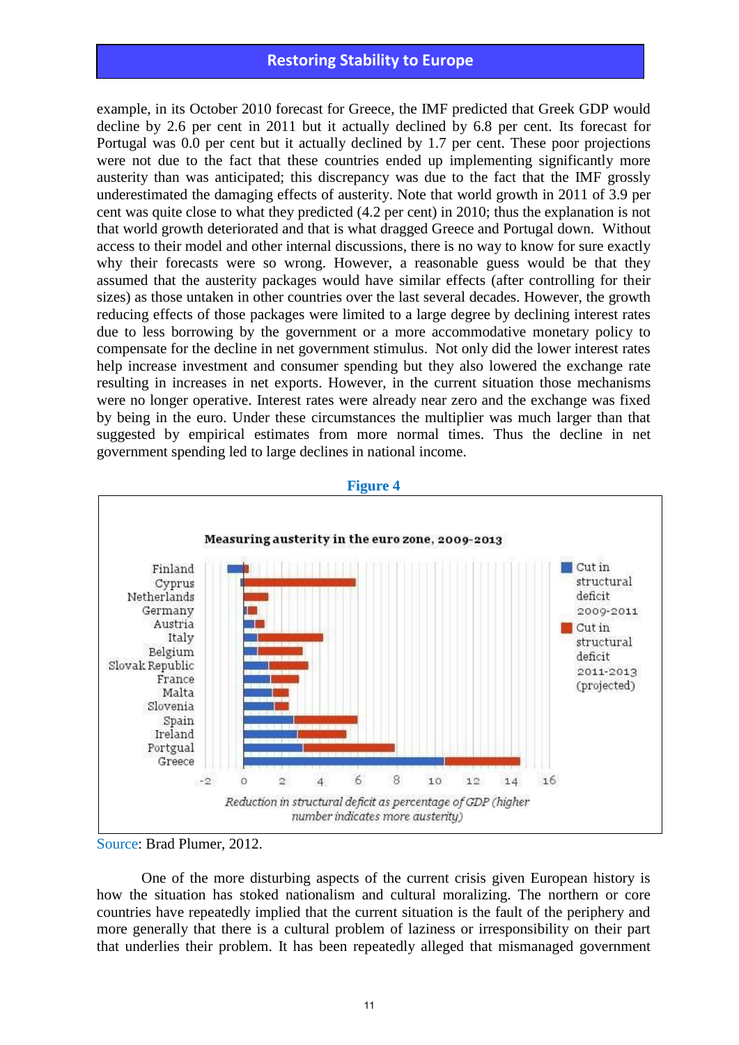example, in its October 2010 forecast for Greece, the IMF predicted that Greek GDP would decline by 2.6 per cent in 2011 but it actually declined by 6.8 per cent. Its forecast for Portugal was 0.0 per cent but it actually declined by 1.7 per cent. These poor projections were not due to the fact that these countries ended up implementing significantly more austerity than was anticipated; this discrepancy was due to the fact that the IMF grossly underestimated the damaging effects of austerity. Note that world growth in 2011 of 3.9 per cent was quite close to what they predicted (4.2 per cent) in 2010; thus the explanation is not that world growth deteriorated and that is what dragged Greece and Portugal down. Without access to their model and other internal discussions, there is no way to know for sure exactly why their forecasts were so wrong. However, a reasonable guess would be that they assumed that the austerity packages would have similar effects (after controlling for their sizes) as those untaken in other countries over the last several decades. However, the growth reducing effects of those packages were limited to a large degree by declining interest rates due to less borrowing by the government or a more accommodative monetary policy to compensate for the decline in net government stimulus. Not only did the lower interest rates help increase investment and consumer spending but they also lowered the exchange rate resulting in increases in net exports. However, in the current situation those mechanisms were no longer operative. Interest rates were already near zero and the exchange was fixed by being in the euro. Under these circumstances the multiplier was much larger than that suggested by empirical estimates from more normal times. Thus the decline in net government spending led to large declines in national income.

**Figure 4**

**Measuring austerity in the euro zone, 2009-2013**

Countries (top to bottom): Finland, Cyprus, Netherlands, Germany, Austria, Italy, Belgium, Slovak Republic, France, Malta, Slovenia, Spain, Ireland, Portugal, Greece

Legend: Cut in structural deficit 2009-2011; Cut in structural deficit 2011-2013 (projected)

Axis: -2, 0, 2, 4, 6, 8, 10, 12, 14, 16

*Reduction in structural deficit as percentage of GDP (higher number indicates more austerity)*

Source: Brad Plumer, 2012.

One of the more disturbing aspects of the current crisis given European history is how the situation has stoked nationalism and cultural moralizing. The northern or core countries have repeatedly implied that the current situation is the fault of the periphery and more generally that there is a cultural problem of laziness or irresponsibility on their part that underlies their problem. It has been repeatedly alleged that mismanaged government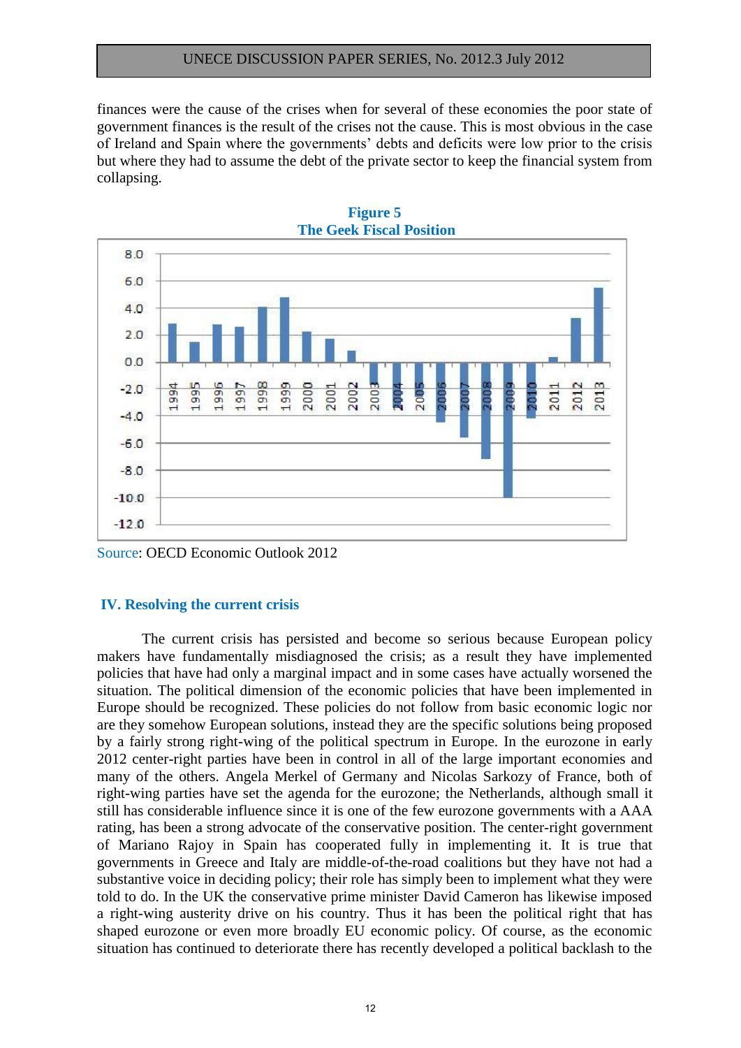finances were the cause of the crises when for several of these economies the poor state of government finances is the result of the crises not the cause. This is most obvious in the case of Ireland and Spain where the governments' debts and deficits were low prior to the crisis but where they had to assume the debt of the private sector to keep the financial system from collapsing.

**Figure 5**
**The Geek Fiscal Position**

Source: OECD Economic Outlook 2012

## IV. Resolving the current crisis

The current crisis has persisted and become so serious because European policy makers have fundamentally misdiagnosed the crisis; as a result they have implemented policies that have had only a marginal impact and in some cases have actually worsened the situation. The political dimension of the economic policies that have been implemented in Europe should be recognized. These policies do not follow from basic economic logic nor are they somehow European solutions, instead they are the specific solutions being proposed by a fairly strong right-wing of the political spectrum in Europe. In the eurozone in early 2012 center-right parties have been in control in all of the large important economies and many of the others. Angela Merkel of Germany and Nicolas Sarkozy of France, both of right-wing parties have set the agenda for the eurozone; the Netherlands, although small it still has considerable influence since it is one of the few eurozone governments with a AAA rating, has been a strong advocate of the conservative position. The center-right government of Mariano Rajoy in Spain has cooperated fully in implementing it. It is true that governments in Greece and Italy are middle-of-the-road coalitions but they have not had a substantive voice in deciding policy; their role has simply been to implement what they were told to do. In the UK the conservative prime minister David Cameron has likewise imposed a right-wing austerity drive on his country. Thus it has been the political right that has shaped eurozone or even more broadly EU economic policy. Of course, as the economic situation has continued to deteriorate there has recently developed a political backlash to the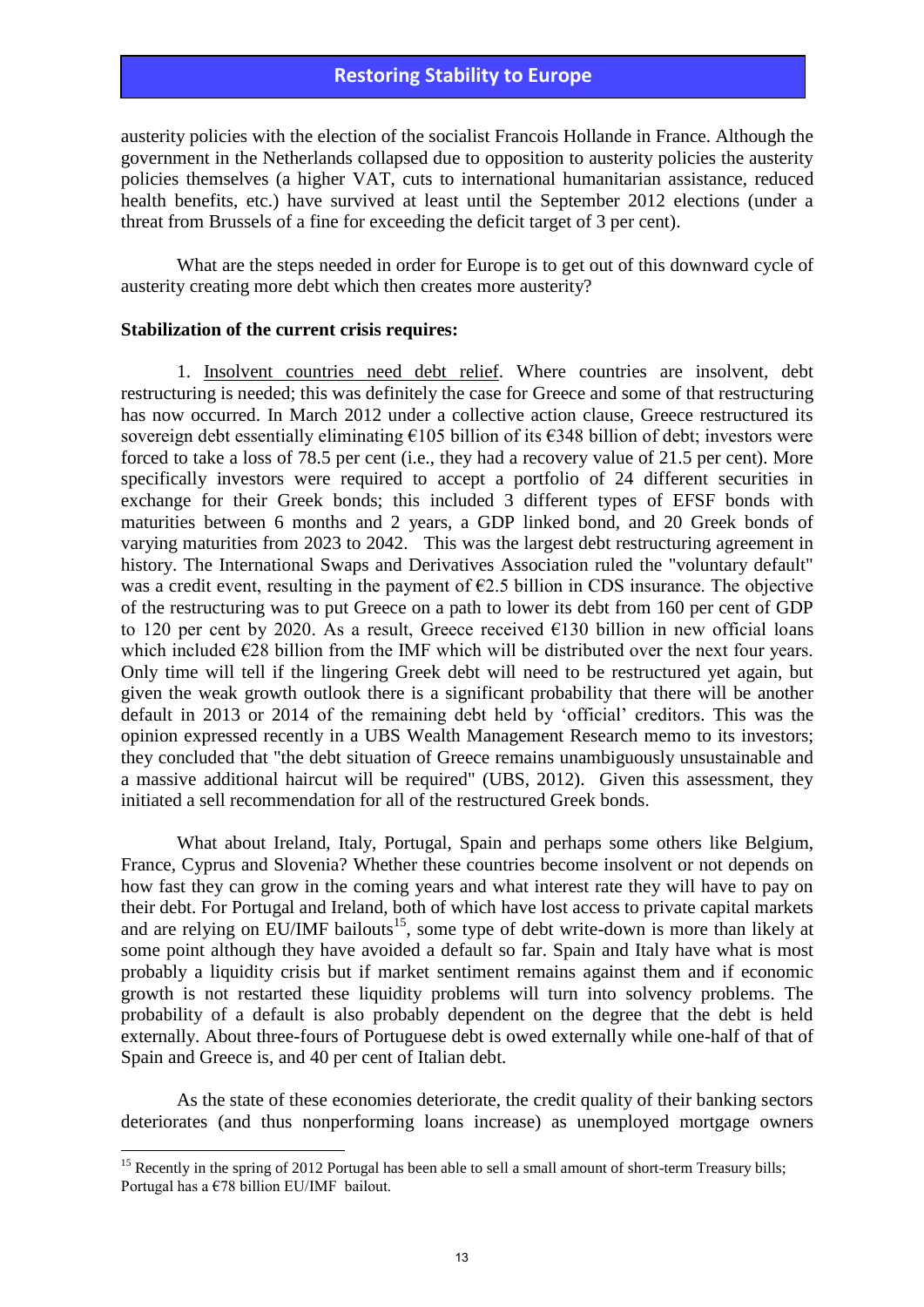austerity policies with the election of the socialist Francois Hollande in France. Although the government in the Netherlands collapsed due to opposition to austerity policies the austerity policies themselves (a higher VAT, cuts to international humanitarian assistance, reduced health benefits, etc.) have survived at least until the September 2012 elections (under a threat from Brussels of a fine for exceeding the deficit target of 3 per cent).

What are the steps needed in order for Europe is to get out of this downward cycle of austerity creating more debt which then creates more austerity?

**Stabilization of the current crisis requires:**

1. Insolvent countries need debt relief. Where countries are insolvent, debt restructuring is needed; this was definitely the case for Greece and some of that restructuring has now occurred. In March 2012 under a collective action clause, Greece restructured its sovereign debt essentially eliminating €105 billion of its €348 billion of debt; investors were forced to take a loss of 78.5 per cent (i.e., they had a recovery value of 21.5 per cent). More specifically investors were required to accept a portfolio of 24 different securities in exchange for their Greek bonds; this included 3 different types of EFSF bonds with maturities between 6 months and 2 years, a GDP linked bond, and 20 Greek bonds of varying maturities from 2023 to 2042. This was the largest debt restructuring agreement in history. The International Swaps and Derivatives Association ruled the "voluntary default" was a credit event, resulting in the payment of €2.5 billion in CDS insurance. The objective of the restructuring was to put Greece on a path to lower its debt from 160 per cent of GDP to 120 per cent by 2020. As a result, Greece received €130 billion in new official loans which included €28 billion from the IMF which will be distributed over the next four years. Only time will tell if the lingering Greek debt will need to be restructured yet again, but given the weak growth outlook there is a significant probability that there will be another default in 2013 or 2014 of the remaining debt held by 'official' creditors. This was the opinion expressed recently in a UBS Wealth Management Research memo to its investors; they concluded that "the debt situation of Greece remains unambiguously unsustainable and a massive additional haircut will be required" (UBS, 2012). Given this assessment, they initiated a sell recommendation for all of the restructured Greek bonds.

What about Ireland, Italy, Portugal, Spain and perhaps some others like Belgium, France, Cyprus and Slovenia? Whether these countries become insolvent or not depends on how fast they can grow in the coming years and what interest rate they will have to pay on their debt. For Portugal and Ireland, both of which have lost access to private capital markets and are relying on EU/IMF bailouts[15], some type of debt write-down is more than likely at some point although they have avoided a default so far. Spain and Italy have what is most probably a liquidity crisis but if market sentiment remains against them and if economic growth is not restarted these liquidity problems will turn into solvency problems. The probability of a default is also probably dependent on the degree that the debt is held externally. About three-fours of Portuguese debt is owed externally while one-half of that of Spain and Greece is, and 40 per cent of Italian debt.

As the state of these economies deteriorate, the credit quality of their banking sectors deteriorates (and thus nonperforming loans increase) as unemployed mortgage owners

[15] Recently in the spring of 2012 Portugal has been able to sell a small amount of short-term Treasury bills; Portugal has a €78 billion EU/IMF bailout.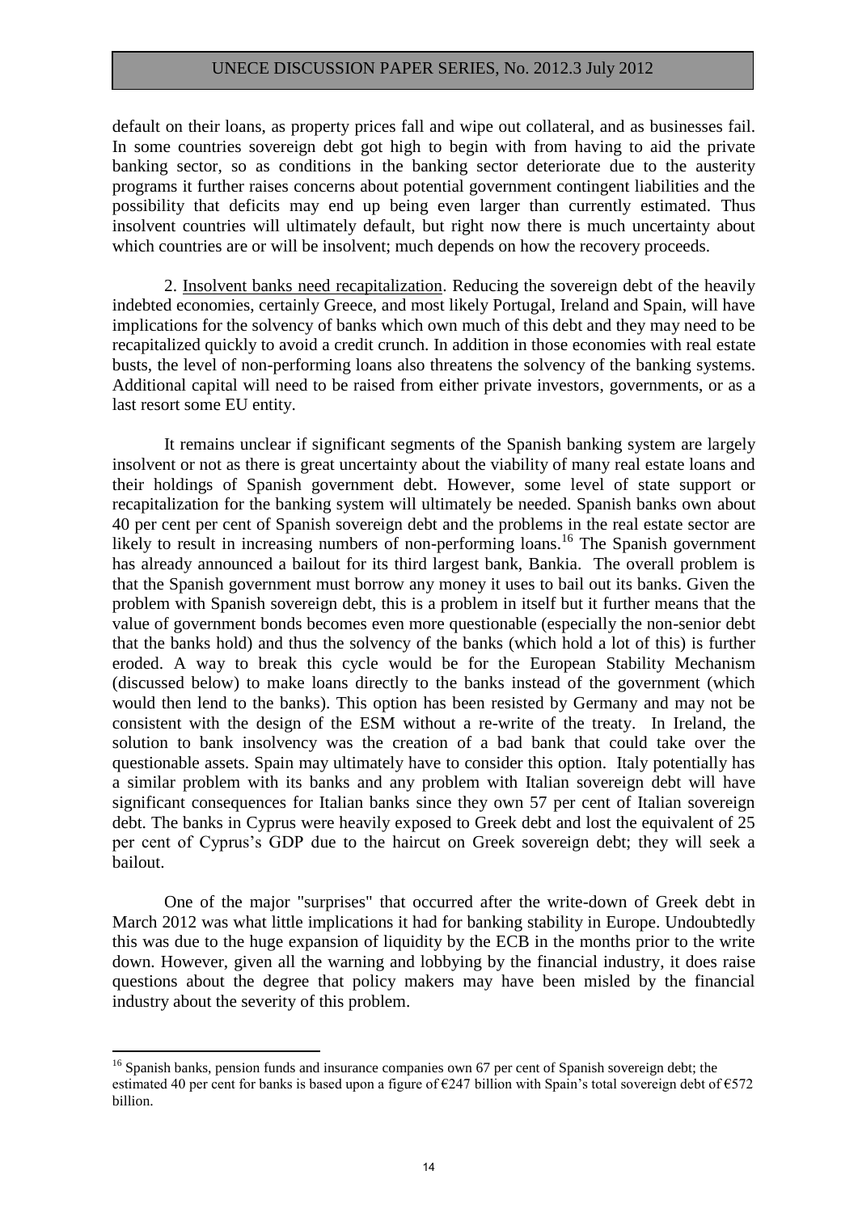default on their loans, as property prices fall and wipe out collateral, and as businesses fail. In some countries sovereign debt got high to begin with from having to aid the private banking sector, so as conditions in the banking sector deteriorate due to the austerity programs it further raises concerns about potential government contingent liabilities and the possibility that deficits may end up being even larger than currently estimated. Thus insolvent countries will ultimately default, but right now there is much uncertainty about which countries are or will be insolvent; much depends on how the recovery proceeds.

2. Insolvent banks need recapitalization. Reducing the sovereign debt of the heavily indebted economies, certainly Greece, and most likely Portugal, Ireland and Spain, will have implications for the solvency of banks which own much of this debt and they may need to be recapitalized quickly to avoid a credit crunch. In addition in those economies with real estate busts, the level of non-performing loans also threatens the solvency of the banking systems. Additional capital will need to be raised from either private investors, governments, or as a last resort some EU entity.

It remains unclear if significant segments of the Spanish banking system are largely insolvent or not as there is great uncertainty about the viability of many real estate loans and their holdings of Spanish government debt. However, some level of state support or recapitalization for the banking system will ultimately be needed. Spanish banks own about 40 per cent per cent of Spanish sovereign debt and the problems in the real estate sector are likely to result in increasing numbers of non-performing loans.[16] The Spanish government has already announced a bailout for its third largest bank, Bankia. The overall problem is that the Spanish government must borrow any money it uses to bail out its banks. Given the problem with Spanish sovereign debt, this is a problem in itself but it further means that the value of government bonds becomes even more questionable (especially the non-senior debt that the banks hold) and thus the solvency of the banks (which hold a lot of this) is further eroded. A way to break this cycle would be for the European Stability Mechanism (discussed below) to make loans directly to the banks instead of the government (which would then lend to the banks). This option has been resisted by Germany and may not be consistent with the design of the ESM without a re-write of the treaty. In Ireland, the solution to bank insolvency was the creation of a bad bank that could take over the questionable assets. Spain may ultimately have to consider this option. Italy potentially has a similar problem with its banks and any problem with Italian sovereign debt will have significant consequences for Italian banks since they own 57 per cent of Italian sovereign debt. The banks in Cyprus were heavily exposed to Greek debt and lost the equivalent of 25 per cent of Cyprus's GDP due to the haircut on Greek sovereign debt; they will seek a bailout.

One of the major "surprises" that occurred after the write-down of Greek debt in March 2012 was what little implications it had for banking stability in Europe. Undoubtedly this was due to the huge expansion of liquidity by the ECB in the months prior to the write down. However, given all the warning and lobbying by the financial industry, it does raise questions about the degree that policy makers may have been misled by the financial industry about the severity of this problem.

[16] Spanish banks, pension funds and insurance companies own 67 per cent of Spanish sovereign debt; the estimated 40 per cent for banks is based upon a figure of €247 billion with Spain's total sovereign debt of €572 billion.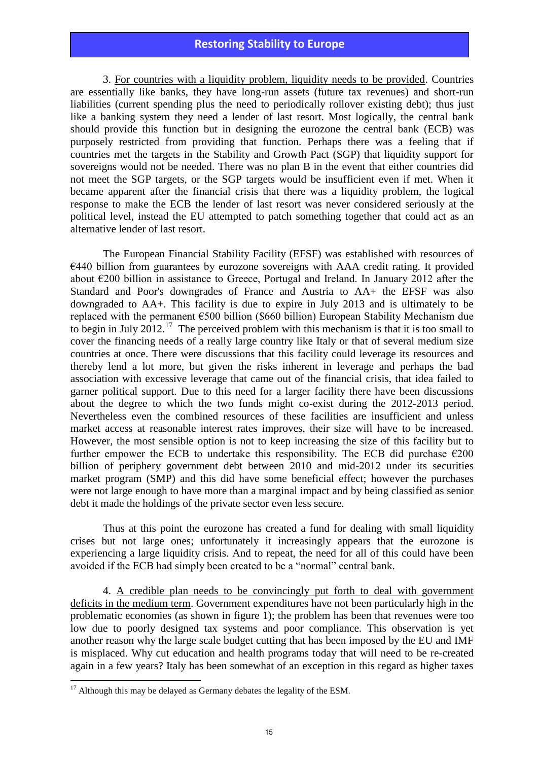3. For countries with a liquidity problem, liquidity needs to be provided. Countries are essentially like banks, they have long-run assets (future tax revenues) and short-run liabilities (current spending plus the need to periodically rollover existing debt); thus just like a banking system they need a lender of last resort. Most logically, the central bank should provide this function but in designing the eurozone the central bank (ECB) was purposely restricted from providing that function. Perhaps there was a feeling that if countries met the targets in the Stability and Growth Pact (SGP) that liquidity support for sovereigns would not be needed. There was no plan B in the event that either countries did not meet the SGP targets, or the SGP targets would be insufficient even if met. When it became apparent after the financial crisis that there was a liquidity problem, the logical response to make the ECB the lender of last resort was never considered seriously at the political level, instead the EU attempted to patch something together that could act as an alternative lender of last resort.

The European Financial Stability Facility (EFSF) was established with resources of €440 billion from guarantees by eurozone sovereigns with AAA credit rating. It provided about €200 billion in assistance to Greece, Portugal and Ireland. In January 2012 after the Standard and Poor's downgrades of France and Austria to AA+ the EFSF was also downgraded to AA+. This facility is due to expire in July 2013 and is ultimately to be replaced with the permanent €500 billion ($660 billion) European Stability Mechanism due to begin in July 2012.[17] The perceived problem with this mechanism is that it is too small to cover the financing needs of a really large country like Italy or that of several medium size countries at once. There were discussions that this facility could leverage its resources and thereby lend a lot more, but given the risks inherent in leverage and perhaps the bad association with excessive leverage that came out of the financial crisis, that idea failed to garner political support. Due to this need for a larger facility there have been discussions about the degree to which the two funds might co-exist during the 2012-2013 period. Nevertheless even the combined resources of these facilities are insufficient and unless market access at reasonable interest rates improves, their size will have to be increased. However, the most sensible option is not to keep increasing the size of this facility but to further empower the ECB to undertake this responsibility. The ECB did purchase €200 billion of periphery government debt between 2010 and mid-2012 under its securities market program (SMP) and this did have some beneficial effect; however the purchases were not large enough to have more than a marginal impact and by being classified as senior debt it made the holdings of the private sector even less secure.

Thus at this point the eurozone has created a fund for dealing with small liquidity crises but not large ones; unfortunately it increasingly appears that the eurozone is experiencing a large liquidity crisis. And to repeat, the need for all of this could have been avoided if the ECB had simply been created to be a "normal" central bank.

4. A credible plan needs to be convincingly put forth to deal with government deficits in the medium term. Government expenditures have not been particularly high in the problematic economies (as shown in figure 1); the problem has been that revenues were too low due to poorly designed tax systems and poor compliance. This observation is yet another reason why the large scale budget cutting that has been imposed by the EU and IMF is misplaced. Why cut education and health programs today that will need to be re-created again in a few years? Italy has been somewhat of an exception in this regard as higher taxes

[17] Although this may be delayed as Germany debates the legality of the ESM.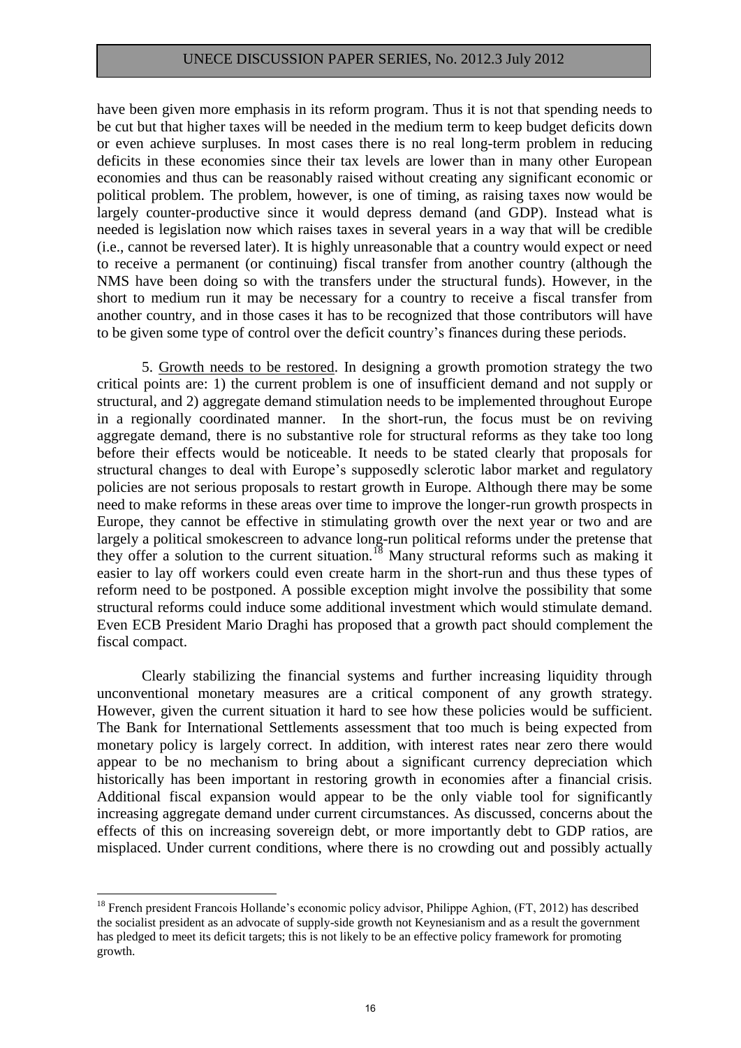have been given more emphasis in its reform program. Thus it is not that spending needs to be cut but that higher taxes will be needed in the medium term to keep budget deficits down or even achieve surpluses. In most cases there is no real long-term problem in reducing deficits in these economies since their tax levels are lower than in many other European economies and thus can be reasonably raised without creating any significant economic or political problem. The problem, however, is one of timing, as raising taxes now would be largely counter-productive since it would depress demand (and GDP). Instead what is needed is legislation now which raises taxes in several years in a way that will be credible (i.e., cannot be reversed later). It is highly unreasonable that a country would expect or need to receive a permanent (or continuing) fiscal transfer from another country (although the NMS have been doing so with the transfers under the structural funds). However, in the short to medium run it may be necessary for a country to receive a fiscal transfer from another country, and in those cases it has to be recognized that those contributors will have to be given some type of control over the deficit country's finances during these periods.

5. Growth needs to be restored. In designing a growth promotion strategy the two critical points are: 1) the current problem is one of insufficient demand and not supply or structural, and 2) aggregate demand stimulation needs to be implemented throughout Europe in a regionally coordinated manner. In the short-run, the focus must be on reviving aggregate demand, there is no substantive role for structural reforms as they take too long before their effects would be noticeable. It needs to be stated clearly that proposals for structural changes to deal with Europe's supposedly sclerotic labor market and regulatory policies are not serious proposals to restart growth in Europe. Although there may be some need to make reforms in these areas over time to improve the longer-run growth prospects in Europe, they cannot be effective in stimulating growth over the next year or two and are largely a political smokescreen to advance long-run political reforms under the pretense that they offer a solution to the current situation.[18] Many structural reforms such as making it easier to lay off workers could even create harm in the short-run and thus these types of reform need to be postponed. A possible exception might involve the possibility that some structural reforms could induce some additional investment which would stimulate demand. Even ECB President Mario Draghi has proposed that a growth pact should complement the fiscal compact.

Clearly stabilizing the financial systems and further increasing liquidity through unconventional monetary measures are a critical component of any growth strategy. However, given the current situation it hard to see how these policies would be sufficient. The Bank for International Settlements assessment that too much is being expected from monetary policy is largely correct. In addition, with interest rates near zero there would appear to be no mechanism to bring about a significant currency depreciation which historically has been important in restoring growth in economies after a financial crisis. Additional fiscal expansion would appear to be the only viable tool for significantly increasing aggregate demand under current circumstances. As discussed, concerns about the effects of this on increasing sovereign debt, or more importantly debt to GDP ratios, are misplaced. Under current conditions, where there is no crowding out and possibly actually

[18] French president Francois Hollande's economic policy advisor, Philippe Aghion, (FT, 2012) has described the socialist president as an advocate of supply-side growth not Keynesianism and as a result the government has pledged to meet its deficit targets; this is not likely to be an effective policy framework for promoting growth.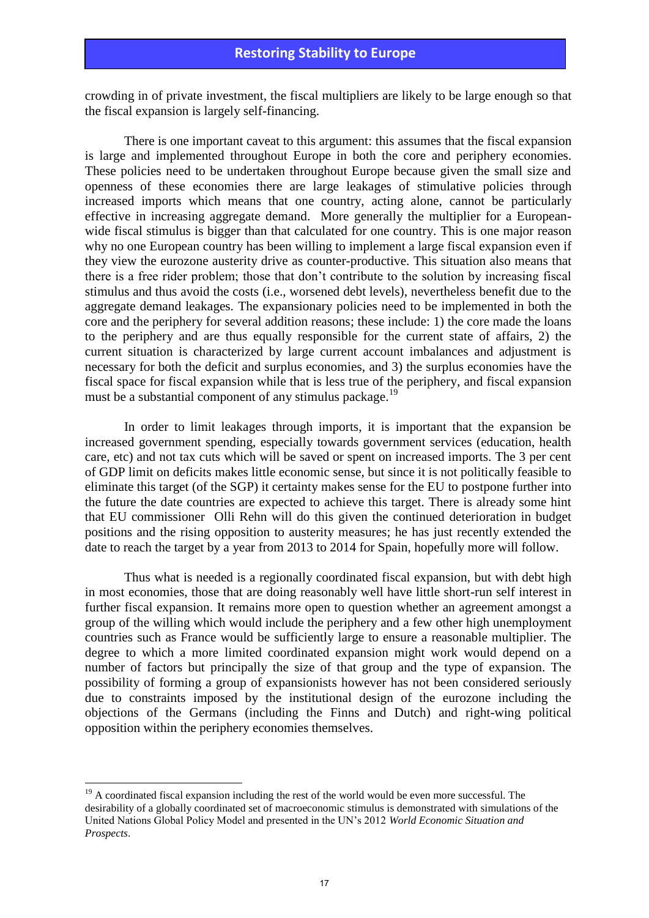crowding in of private investment, the fiscal multipliers are likely to be large enough so that the fiscal expansion is largely self-financing.

There is one important caveat to this argument: this assumes that the fiscal expansion is large and implemented throughout Europe in both the core and periphery economies. These policies need to be undertaken throughout Europe because given the small size and openness of these economies there are large leakages of stimulative policies through increased imports which means that one country, acting alone, cannot be particularly effective in increasing aggregate demand. More generally the multiplier for a European-wide fiscal stimulus is bigger than that calculated for one country. This is one major reason why no one European country has been willing to implement a large fiscal expansion even if they view the eurozone austerity drive as counter-productive. This situation also means that there is a free rider problem; those that don't contribute to the solution by increasing fiscal stimulus and thus avoid the costs (i.e., worsened debt levels), nevertheless benefit due to the aggregate demand leakages. The expansionary policies need to be implemented in both the core and the periphery for several addition reasons; these include: 1) the core made the loans to the periphery and are thus equally responsible for the current state of affairs, 2) the current situation is characterized by large current account imbalances and adjustment is necessary for both the deficit and surplus economies, and 3) the surplus economies have the fiscal space for fiscal expansion while that is less true of the periphery, and fiscal expansion must be a substantial component of any stimulus package.[19]

In order to limit leakages through imports, it is important that the expansion be increased government spending, especially towards government services (education, health care, etc) and not tax cuts which will be saved or spent on increased imports. The 3 per cent of GDP limit on deficits makes little economic sense, but since it is not politically feasible to eliminate this target (of the SGP) it certainty makes sense for the EU to postpone further into the future the date countries are expected to achieve this target. There is already some hint that EU commissioner Olli Rehn will do this given the continued deterioration in budget positions and the rising opposition to austerity measures; he has just recently extended the date to reach the target by a year from 2013 to 2014 for Spain, hopefully more will follow.

Thus what is needed is a regionally coordinated fiscal expansion, but with debt high in most economies, those that are doing reasonably well have little short-run self interest in further fiscal expansion. It remains more open to question whether an agreement amongst a group of the willing which would include the periphery and a few other high unemployment countries such as France would be sufficiently large to ensure a reasonable multiplier. The degree to which a more limited coordinated expansion might work would depend on a number of factors but principally the size of that group and the type of expansion. The possibility of forming a group of expansionists however has not been considered seriously due to constraints imposed by the institutional design of the eurozone including the objections of the Germans (including the Finns and Dutch) and right-wing political opposition within the periphery economies themselves.

---

[19] A coordinated fiscal expansion including the rest of the world would be even more successful. The desirability of a globally coordinated set of macroeconomic stimulus is demonstrated with simulations of the United Nations Global Policy Model and presented in the UN's 2012 *World Economic Situation and Prospects*.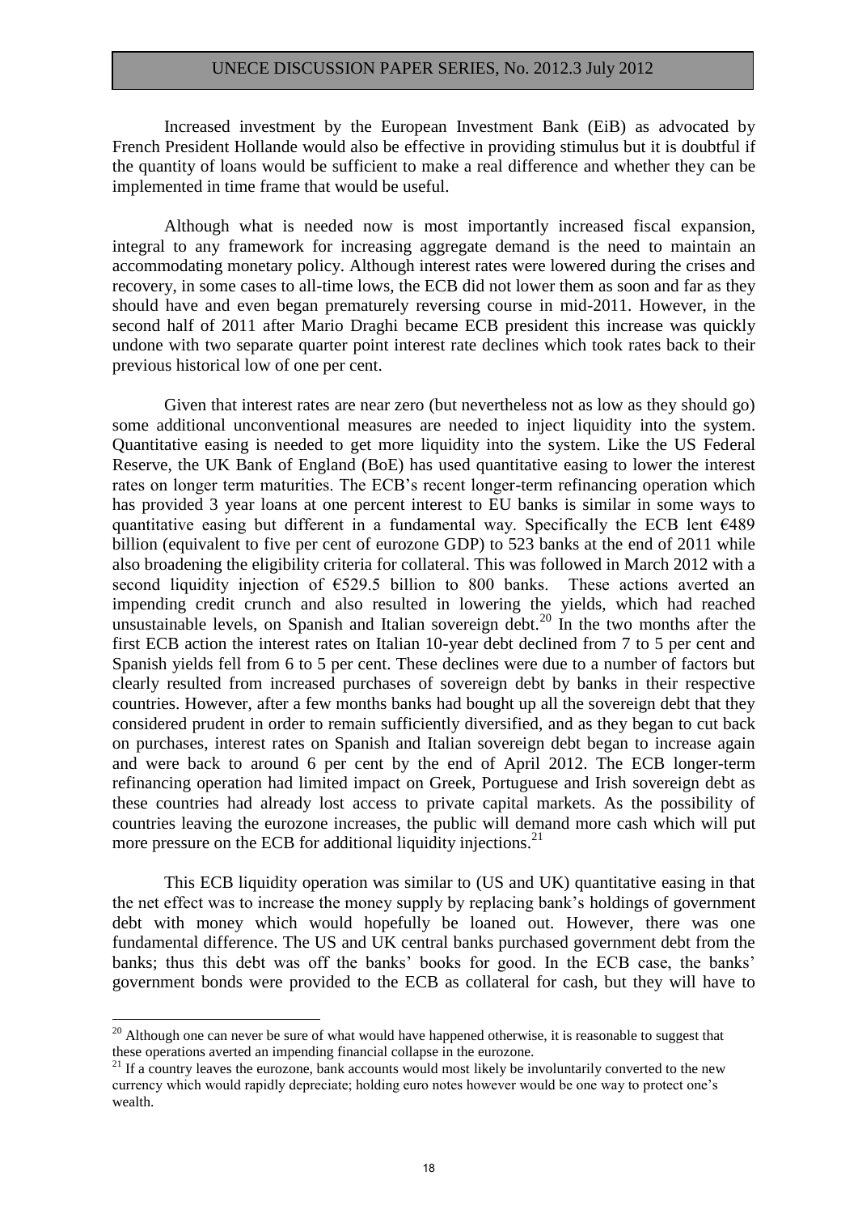Increased investment by the European Investment Bank (EiB) as advocated by French President Hollande would also be effective in providing stimulus but it is doubtful if the quantity of loans would be sufficient to make a real difference and whether they can be implemented in time frame that would be useful.

Although what is needed now is most importantly increased fiscal expansion, integral to any framework for increasing aggregate demand is the need to maintain an accommodating monetary policy. Although interest rates were lowered during the crises and recovery, in some cases to all-time lows, the ECB did not lower them as soon and far as they should have and even began prematurely reversing course in mid-2011. However, in the second half of 2011 after Mario Draghi became ECB president this increase was quickly undone with two separate quarter point interest rate declines which took rates back to their previous historical low of one per cent.

Given that interest rates are near zero (but nevertheless not as low as they should go) some additional unconventional measures are needed to inject liquidity into the system. Quantitative easing is needed to get more liquidity into the system. Like the US Federal Reserve, the UK Bank of England (BoE) has used quantitative easing to lower the interest rates on longer term maturities. The ECB's recent longer-term refinancing operation which has provided 3 year loans at one percent interest to EU banks is similar in some ways to quantitative easing but different in a fundamental way. Specifically the ECB lent €489 billion (equivalent to five per cent of eurozone GDP) to 523 banks at the end of 2011 while also broadening the eligibility criteria for collateral. This was followed in March 2012 with a second liquidity injection of €529.5 billion to 800 banks. These actions averted an impending credit crunch and also resulted in lowering the yields, which had reached unsustainable levels, on Spanish and Italian sovereign debt.[20] In the two months after the first ECB action the interest rates on Italian 10-year debt declined from 7 to 5 per cent and Spanish yields fell from 6 to 5 per cent. These declines were due to a number of factors but clearly resulted from increased purchases of sovereign debt by banks in their respective countries. However, after a few months banks had bought up all the sovereign debt that they considered prudent in order to remain sufficiently diversified, and as they began to cut back on purchases, interest rates on Spanish and Italian sovereign debt began to increase again and were back to around 6 per cent by the end of April 2012. The ECB longer-term refinancing operation had limited impact on Greek, Portuguese and Irish sovereign debt as these countries had already lost access to private capital markets. As the possibility of countries leaving the eurozone increases, the public will demand more cash which will put more pressure on the ECB for additional liquidity injections.[21]

This ECB liquidity operation was similar to (US and UK) quantitative easing in that the net effect was to increase the money supply by replacing bank's holdings of government debt with money which would hopefully be loaned out. However, there was one fundamental difference. The US and UK central banks purchased government debt from the banks; thus this debt was off the banks' books for good. In the ECB case, the banks' government bonds were provided to the ECB as collateral for cash, but they will have to

[20] Although one can never be sure of what would have happened otherwise, it is reasonable to suggest that these operations averted an impending financial collapse in the eurozone.

[21] If a country leaves the eurozone, bank accounts would most likely be involuntarily converted to the new currency which would rapidly depreciate; holding euro notes however would be one way to protect one's wealth.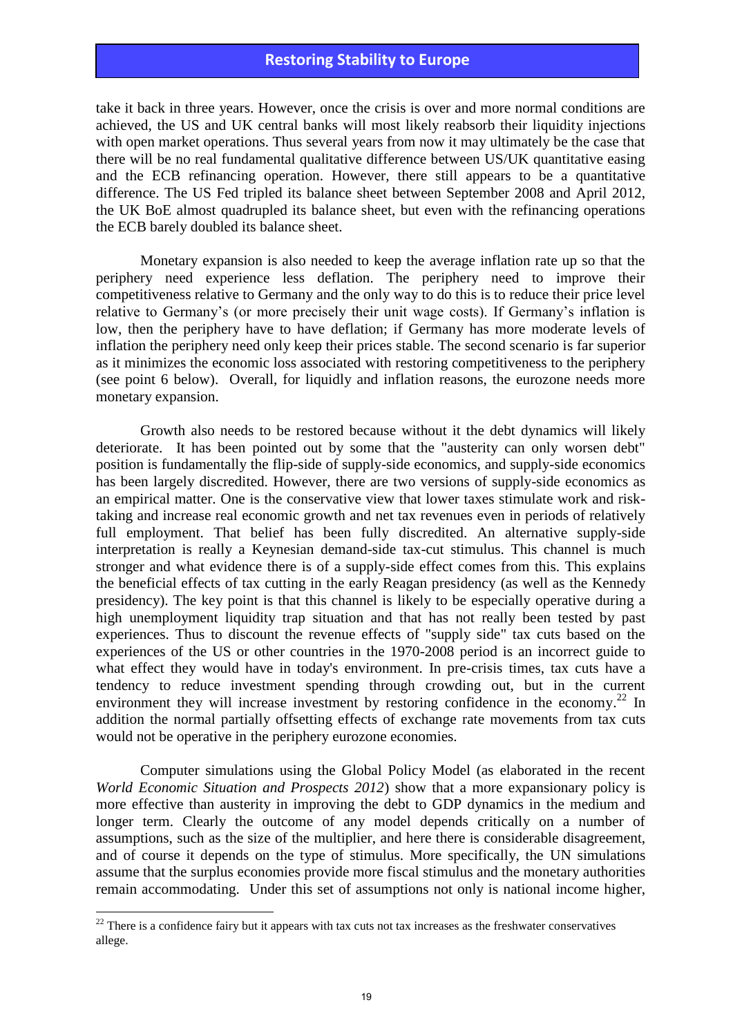take it back in three years. However, once the crisis is over and more normal conditions are achieved, the US and UK central banks will most likely reabsorb their liquidity injections with open market operations. Thus several years from now it may ultimately be the case that there will be no real fundamental qualitative difference between US/UK quantitative easing and the ECB refinancing operation. However, there still appears to be a quantitative difference. The US Fed tripled its balance sheet between September 2008 and April 2012, the UK BoE almost quadrupled its balance sheet, but even with the refinancing operations the ECB barely doubled its balance sheet.

Monetary expansion is also needed to keep the average inflation rate up so that the periphery need experience less deflation. The periphery need to improve their competitiveness relative to Germany and the only way to do this is to reduce their price level relative to Germany's (or more precisely their unit wage costs). If Germany's inflation is low, then the periphery have to have deflation; if Germany has more moderate levels of inflation the periphery need only keep their prices stable. The second scenario is far superior as it minimizes the economic loss associated with restoring competitiveness to the periphery (see point 6 below). Overall, for liquidly and inflation reasons, the eurozone needs more monetary expansion.

Growth also needs to be restored because without it the debt dynamics will likely deteriorate. It has been pointed out by some that the "austerity can only worsen debt" position is fundamentally the flip-side of supply-side economics, and supply-side economics has been largely discredited. However, there are two versions of supply-side economics as an empirical matter. One is the conservative view that lower taxes stimulate work and risk-taking and increase real economic growth and net tax revenues even in periods of relatively full employment. That belief has been fully discredited. An alternative supply-side interpretation is really a Keynesian demand-side tax-cut stimulus. This channel is much stronger and what evidence there is of a supply-side effect comes from this. This explains the beneficial effects of tax cutting in the early Reagan presidency (as well as the Kennedy presidency). The key point is that this channel is likely to be especially operative during a high unemployment liquidity trap situation and that has not really been tested by past experiences. Thus to discount the revenue effects of "supply side" tax cuts based on the experiences of the US or other countries in the 1970-2008 period is an incorrect guide to what effect they would have in today's environment. In pre-crisis times, tax cuts have a tendency to reduce investment spending through crowding out, but in the current environment they will increase investment by restoring confidence in the economy.[22] In addition the normal partially offsetting effects of exchange rate movements from tax cuts would not be operative in the periphery eurozone economies.

Computer simulations using the Global Policy Model (as elaborated in the recent *World Economic Situation and Prospects 2012*) show that a more expansionary policy is more effective than austerity in improving the debt to GDP dynamics in the medium and longer term. Clearly the outcome of any model depends critically on a number of assumptions, such as the size of the multiplier, and here there is considerable disagreement, and of course it depends on the type of stimulus. More specifically, the UN simulations assume that the surplus economies provide more fiscal stimulus and the monetary authorities remain accommodating. Under this set of assumptions not only is national income higher,

[22] There is a confidence fairy but it appears with tax cuts not tax increases as the freshwater conservatives allege.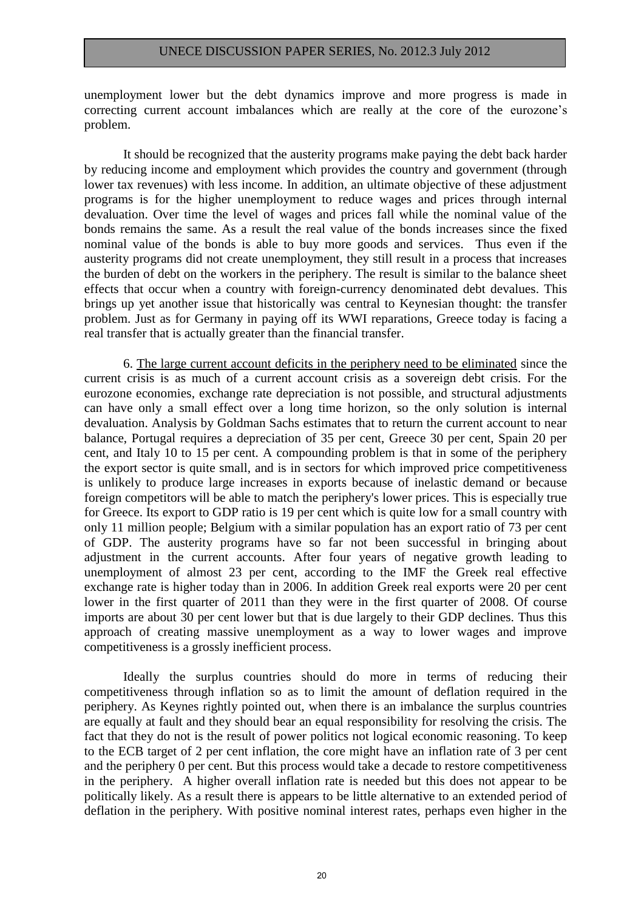unemployment lower but the debt dynamics improve and more progress is made in correcting current account imbalances which are really at the core of the eurozone's problem.

It should be recognized that the austerity programs make paying the debt back harder by reducing income and employment which provides the country and government (through lower tax revenues) with less income. In addition, an ultimate objective of these adjustment programs is for the higher unemployment to reduce wages and prices through internal devaluation. Over time the level of wages and prices fall while the nominal value of the bonds remains the same. As a result the real value of the bonds increases since the fixed nominal value of the bonds is able to buy more goods and services. Thus even if the austerity programs did not create unemployment, they still result in a process that increases the burden of debt on the workers in the periphery. The result is similar to the balance sheet effects that occur when a country with foreign-currency denominated debt devalues. This brings up yet another issue that historically was central to Keynesian thought: the transfer problem. Just as for Germany in paying off its WWI reparations, Greece today is facing a real transfer that is actually greater than the financial transfer.

6. <u>The large current account deficits in the periphery need to be eliminated</u> since the current crisis is as much of a current account crisis as a sovereign debt crisis. For the eurozone economies, exchange rate depreciation is not possible, and structural adjustments can have only a small effect over a long time horizon, so the only solution is internal devaluation. Analysis by Goldman Sachs estimates that to return the current account to near balance, Portugal requires a depreciation of 35 per cent, Greece 30 per cent, Spain 20 per cent, and Italy 10 to 15 per cent. A compounding problem is that in some of the periphery the export sector is quite small, and is in sectors for which improved price competitiveness is unlikely to produce large increases in exports because of inelastic demand or because foreign competitors will be able to match the periphery's lower prices. This is especially true for Greece. Its export to GDP ratio is 19 per cent which is quite low for a small country with only 11 million people; Belgium with a similar population has an export ratio of 73 per cent of GDP. The austerity programs have so far not been successful in bringing about adjustment in the current accounts. After four years of negative growth leading to unemployment of almost 23 per cent, according to the IMF the Greek real effective exchange rate is higher today than in 2006. In addition Greek real exports were 20 per cent lower in the first quarter of 2011 than they were in the first quarter of 2008. Of course imports are about 30 per cent lower but that is due largely to their GDP declines. Thus this approach of creating massive unemployment as a way to lower wages and improve competitiveness is a grossly inefficient process.

Ideally the surplus countries should do more in terms of reducing their competitiveness through inflation so as to limit the amount of deflation required in the periphery. As Keynes rightly pointed out, when there is an imbalance the surplus countries are equally at fault and they should bear an equal responsibility for resolving the crisis. The fact that they do not is the result of power politics not logical economic reasoning. To keep to the ECB target of 2 per cent inflation, the core might have an inflation rate of 3 per cent and the periphery 0 per cent. But this process would take a decade to restore competitiveness in the periphery. A higher overall inflation rate is needed but this does not appear to be politically likely. As a result there is appears to be little alternative to an extended period of deflation in the periphery. With positive nominal interest rates, perhaps even higher in the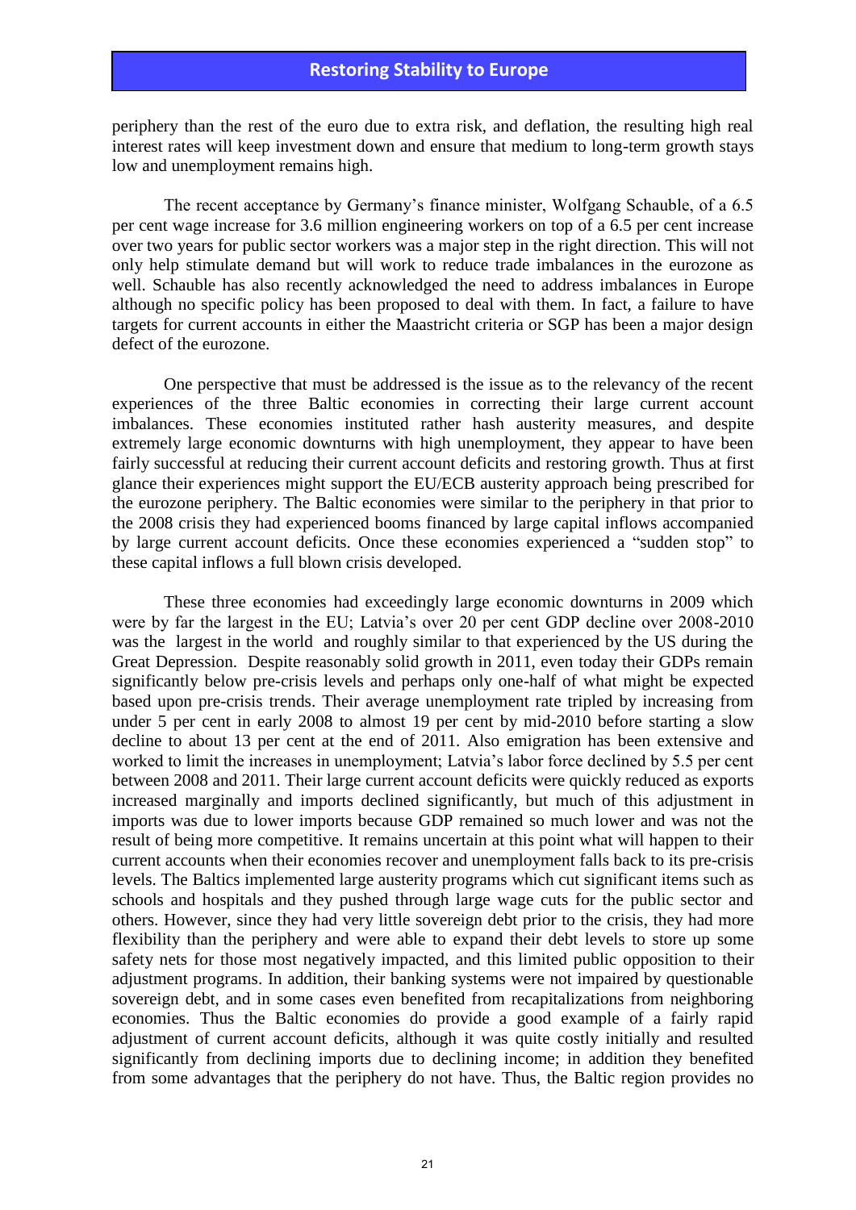periphery than the rest of the euro due to extra risk, and deflation, the resulting high real interest rates will keep investment down and ensure that medium to long-term growth stays low and unemployment remains high.

The recent acceptance by Germany's finance minister, Wolfgang Schauble, of a 6.5 per cent wage increase for 3.6 million engineering workers on top of a 6.5 per cent increase over two years for public sector workers was a major step in the right direction. This will not only help stimulate demand but will work to reduce trade imbalances in the eurozone as well. Schauble has also recently acknowledged the need to address imbalances in Europe although no specific policy has been proposed to deal with them. In fact, a failure to have targets for current accounts in either the Maastricht criteria or SGP has been a major design defect of the eurozone.

One perspective that must be addressed is the issue as to the relevancy of the recent experiences of the three Baltic economies in correcting their large current account imbalances. These economies instituted rather hash austerity measures, and despite extremely large economic downturns with high unemployment, they appear to have been fairly successful at reducing their current account deficits and restoring growth. Thus at first glance their experiences might support the EU/ECB austerity approach being prescribed for the eurozone periphery. The Baltic economies were similar to the periphery in that prior to the 2008 crisis they had experienced booms financed by large capital inflows accompanied by large current account deficits. Once these economies experienced a "sudden stop" to these capital inflows a full blown crisis developed.

These three economies had exceedingly large economic downturns in 2009 which were by far the largest in the EU; Latvia's over 20 per cent GDP decline over 2008-2010 was the largest in the world and roughly similar to that experienced by the US during the Great Depression. Despite reasonably solid growth in 2011, even today their GDPs remain significantly below pre-crisis levels and perhaps only one-half of what might be expected based upon pre-crisis trends. Their average unemployment rate tripled by increasing from under 5 per cent in early 2008 to almost 19 per cent by mid-2010 before starting a slow decline to about 13 per cent at the end of 2011. Also emigration has been extensive and worked to limit the increases in unemployment; Latvia's labor force declined by 5.5 per cent between 2008 and 2011. Their large current account deficits were quickly reduced as exports increased marginally and imports declined significantly, but much of this adjustment in imports was due to lower imports because GDP remained so much lower and was not the result of being more competitive. It remains uncertain at this point what will happen to their current accounts when their economies recover and unemployment falls back to its pre-crisis levels. The Baltics implemented large austerity programs which cut significant items such as schools and hospitals and they pushed through large wage cuts for the public sector and others. However, since they had very little sovereign debt prior to the crisis, they had more flexibility than the periphery and were able to expand their debt levels to store up some safety nets for those most negatively impacted, and this limited public opposition to their adjustment programs. In addition, their banking systems were not impaired by questionable sovereign debt, and in some cases even benefited from recapitalizations from neighboring economies. Thus the Baltic economies do provide a good example of a fairly rapid adjustment of current account deficits, although it was quite costly initially and resulted significantly from declining imports due to declining income; in addition they benefited from some advantages that the periphery do not have. Thus, the Baltic region provides no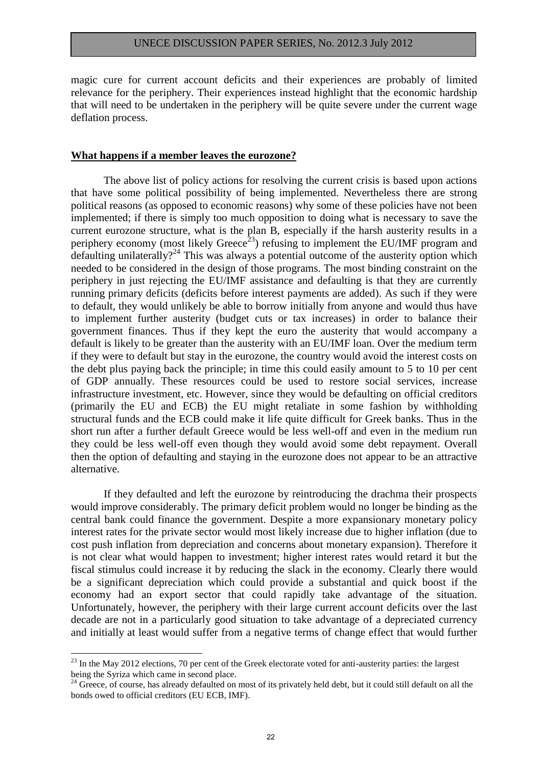magic cure for current account deficits and their experiences are probably of limited relevance for the periphery. Their experiences instead highlight that the economic hardship that will need to be undertaken in the periphery will be quite severe under the current wage deflation process.

**What happens if a member leaves the eurozone?**

The above list of policy actions for resolving the current crisis is based upon actions that have some political possibility of being implemented. Nevertheless there are strong political reasons (as opposed to economic reasons) why some of these policies have not been implemented; if there is simply too much opposition to doing what is necessary to save the current eurozone structure, what is the plan B, especially if the harsh austerity results in a periphery economy (most likely Greece[23]) refusing to implement the EU/IMF program and defaulting unilaterally?[24] This was always a potential outcome of the austerity option which needed to be considered in the design of those programs. The most binding constraint on the periphery in just rejecting the EU/IMF assistance and defaulting is that they are currently running primary deficits (deficits before interest payments are added). As such if they were to default, they would unlikely be able to borrow initially from anyone and would thus have to implement further austerity (budget cuts or tax increases) in order to balance their government finances. Thus if they kept the euro the austerity that would accompany a default is likely to be greater than the austerity with an EU/IMF loan. Over the medium term if they were to default but stay in the eurozone, the country would avoid the interest costs on the debt plus paying back the principle; in time this could easily amount to 5 to 10 per cent of GDP annually. These resources could be used to restore social services, increase infrastructure investment, etc. However, since they would be defaulting on official creditors (primarily the EU and ECB) the EU might retaliate in some fashion by withholding structural funds and the ECB could make it life quite difficult for Greek banks. Thus in the short run after a further default Greece would be less well-off and even in the medium run they could be less well-off even though they would avoid some debt repayment. Overall then the option of defaulting and staying in the eurozone does not appear to be an attractive alternative.

If they defaulted and left the eurozone by reintroducing the drachma their prospects would improve considerably. The primary deficit problem would no longer be binding as the central bank could finance the government. Despite a more expansionary monetary policy interest rates for the private sector would most likely increase due to higher inflation (due to cost push inflation from depreciation and concerns about monetary expansion). Therefore it is not clear what would happen to investment; higher interest rates would retard it but the fiscal stimulus could increase it by reducing the slack in the economy. Clearly there would be a significant depreciation which could provide a substantial and quick boost if the economy had an export sector that could rapidly take advantage of the situation. Unfortunately, however, the periphery with their large current account deficits over the last decade are not in a particularly good situation to take advantage of a depreciated currency and initially at least would suffer from a negative terms of change effect that would further

---

[23] In the May 2012 elections, 70 per cent of the Greek electorate voted for anti-austerity parties: the largest being the Syriza which came in second place.

[24] Greece, of course, has already defaulted on most of its privately held debt, but it could still default on all the bonds owed to official creditors (EU ECB, IMF).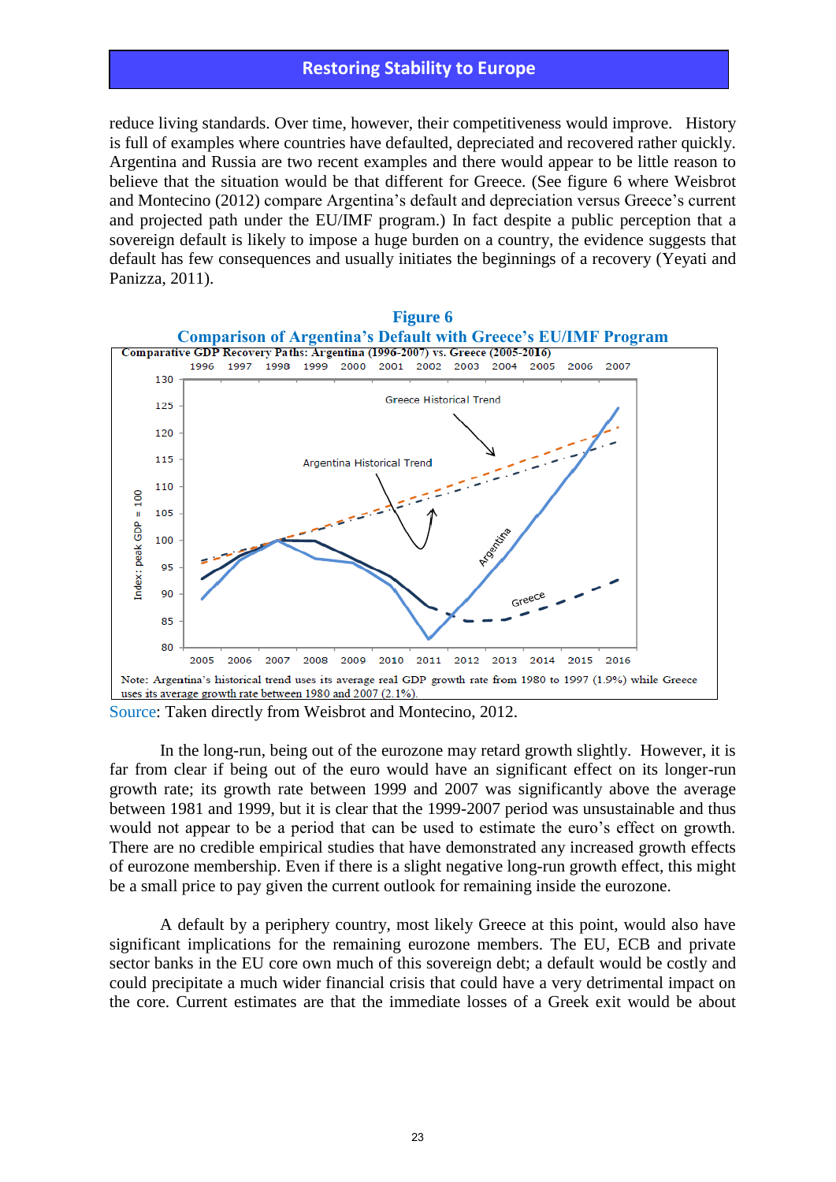reduce living standards. Over time, however, their competitiveness would improve. History is full of examples where countries have defaulted, depreciated and recovered rather quickly. Argentina and Russia are two recent examples and there would appear to be little reason to believe that the situation would be that different for Greece. (See figure 6 where Weisbrot and Montecino (2012) compare Argentina's default and depreciation versus Greece's current and projected path under the EU/IMF program.) In fact despite a public perception that a sovereign default is likely to impose a huge burden on a country, the evidence suggests that default has few consequences and usually initiates the beginnings of a recovery (Yeyati and Panizza, 2011).

**Figure 6**

**Comparison of Argentina's Default with Greece's EU/IMF Program**

Comparative GDP Recovery Paths: Argentina (1996-2007) vs. Greece (2005-2016)

Note: Argentina's historical trend uses its average real GDP growth rate from 1980 to 1997 (1.9%) while Greece uses its average growth rate between 1980 and 2007 (2.1%).

Source: Taken directly from Weisbrot and Montecino, 2012.

In the long-run, being out of the eurozone may retard growth slightly. However, it is far from clear if being out of the euro would have an significant effect on its longer-run growth rate; its growth rate between 1999 and 2007 was significantly above the average between 1981 and 1999, but it is clear that the 1999-2007 period was unsustainable and thus would not appear to be a period that can be used to estimate the euro's effect on growth. There are no credible empirical studies that have demonstrated any increased growth effects of eurozone membership. Even if there is a slight negative long-run growth effect, this might be a small price to pay given the current outlook for remaining inside the eurozone.

A default by a periphery country, most likely Greece at this point, would also have significant implications for the remaining eurozone members. The EU, ECB and private sector banks in the EU core own much of this sovereign debt; a default would be costly and could precipitate a much wider financial crisis that could have a very detrimental impact on the core. Current estimates are that the immediate losses of a Greek exit would be about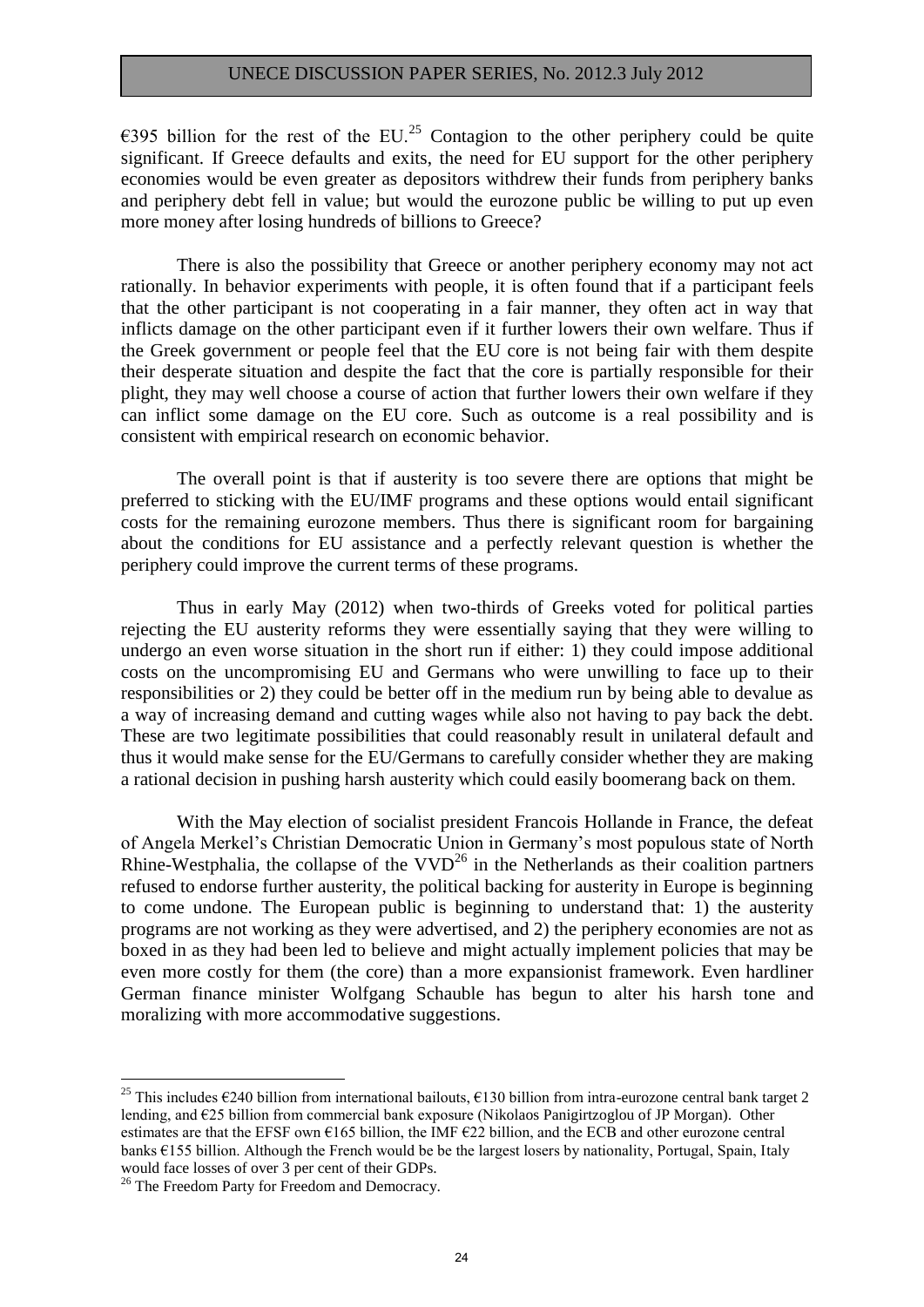€395 billion for the rest of the EU.[25] Contagion to the other periphery could be quite significant. If Greece defaults and exits, the need for EU support for the other periphery economies would be even greater as depositors withdrew their funds from periphery banks and periphery debt fell in value; but would the eurozone public be willing to put up even more money after losing hundreds of billions to Greece?

There is also the possibility that Greece or another periphery economy may not act rationally. In behavior experiments with people, it is often found that if a participant feels that the other participant is not cooperating in a fair manner, they often act in way that inflicts damage on the other participant even if it further lowers their own welfare. Thus if the Greek government or people feel that the EU core is not being fair with them despite their desperate situation and despite the fact that the core is partially responsible for their plight, they may well choose a course of action that further lowers their own welfare if they can inflict some damage on the EU core. Such as outcome is a real possibility and is consistent with empirical research on economic behavior.

The overall point is that if austerity is too severe there are options that might be preferred to sticking with the EU/IMF programs and these options would entail significant costs for the remaining eurozone members. Thus there is significant room for bargaining about the conditions for EU assistance and a perfectly relevant question is whether the periphery could improve the current terms of these programs.

Thus in early May (2012) when two-thirds of Greeks voted for political parties rejecting the EU austerity reforms they were essentially saying that they were willing to undergo an even worse situation in the short run if either: 1) they could impose additional costs on the uncompromising EU and Germans who were unwilling to face up to their responsibilities or 2) they could be better off in the medium run by being able to devalue as a way of increasing demand and cutting wages while also not having to pay back the debt. These are two legitimate possibilities that could reasonably result in unilateral default and thus it would make sense for the EU/Germans to carefully consider whether they are making a rational decision in pushing harsh austerity which could easily boomerang back on them.

With the May election of socialist president Francois Hollande in France, the defeat of Angela Merkel's Christian Democratic Union in Germany's most populous state of North Rhine-Westphalia, the collapse of the VVD[26] in the Netherlands as their coalition partners refused to endorse further austerity, the political backing for austerity in Europe is beginning to come undone. The European public is beginning to understand that: 1) the austerity programs are not working as they were advertised, and 2) the periphery economies are not as boxed in as they had been led to believe and might actually implement policies that may be even more costly for them (the core) than a more expansionist framework. Even hardliner German finance minister Wolfgang Schauble has begun to alter his harsh tone and moralizing with more accommodative suggestions.

---

[25] This includes €240 billion from international bailouts, €130 billion from intra-eurozone central bank target 2 lending, and €25 billion from commercial bank exposure (Nikolaos Panigirtzoglou of JP Morgan). Other estimates are that the EFSF own €165 billion, the IMF €22 billion, and the ECB and other eurozone central banks €155 billion. Although the French would be be the largest losers by nationality, Portugal, Spain, Italy would face losses of over 3 per cent of their GDPs.

[26] The Freedom Party for Freedom and Democracy.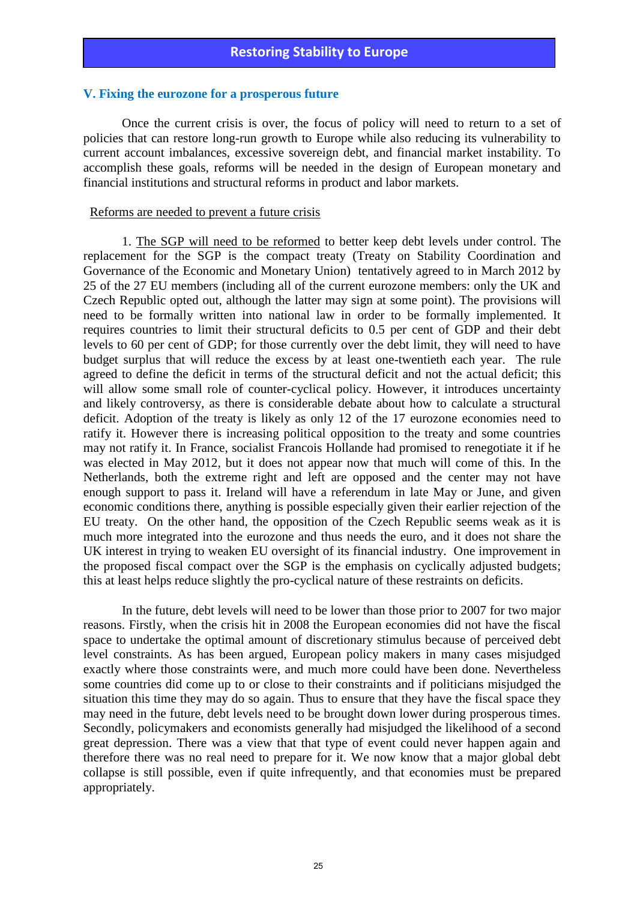## V. Fixing the eurozone for a prosperous future

Once the current crisis is over, the focus of policy will need to return to a set of policies that can restore long-run growth to Europe while also reducing its vulnerability to current account imbalances, excessive sovereign debt, and financial market instability. To accomplish these goals, reforms will be needed in the design of European monetary and financial institutions and structural reforms in product and labor markets.

### Reforms are needed to prevent a future crisis

1. The SGP will need to be reformed to better keep debt levels under control. The replacement for the SGP is the compact treaty (Treaty on Stability Coordination and Governance of the Economic and Monetary Union) tentatively agreed to in March 2012 by 25 of the 27 EU members (including all of the current eurozone members: only the UK and Czech Republic opted out, although the latter may sign at some point). The provisions will need to be formally written into national law in order to be formally implemented. It requires countries to limit their structural deficits to 0.5 per cent of GDP and their debt levels to 60 per cent of GDP; for those currently over the debt limit, they will need to have budget surplus that will reduce the excess by at least one-twentieth each year. The rule agreed to define the deficit in terms of the structural deficit and not the actual deficit; this will allow some small role of counter-cyclical policy. However, it introduces uncertainty and likely controversy, as there is considerable debate about how to calculate a structural deficit. Adoption of the treaty is likely as only 12 of the 17 eurozone economies need to ratify it. However there is increasing political opposition to the treaty and some countries may not ratify it. In France, socialist Francois Hollande had promised to renegotiate it if he was elected in May 2012, but it does not appear now that much will come of this. In the Netherlands, both the extreme right and left are opposed and the center may not have enough support to pass it. Ireland will have a referendum in late May or June, and given economic conditions there, anything is possible especially given their earlier rejection of the EU treaty. On the other hand, the opposition of the Czech Republic seems weak as it is much more integrated into the eurozone and thus needs the euro, and it does not share the UK interest in trying to weaken EU oversight of its financial industry. One improvement in the proposed fiscal compact over the SGP is the emphasis on cyclically adjusted budgets; this at least helps reduce slightly the pro-cyclical nature of these restraints on deficits.

In the future, debt levels will need to be lower than those prior to 2007 for two major reasons. Firstly, when the crisis hit in 2008 the European economies did not have the fiscal space to undertake the optimal amount of discretionary stimulus because of perceived debt level constraints. As has been argued, European policy makers in many cases misjudged exactly where those constraints were, and much more could have been done. Nevertheless some countries did come up to or close to their constraints and if politicians misjudged the situation this time they may do so again. Thus to ensure that they have the fiscal space they may need in the future, debt levels need to be brought down lower during prosperous times. Secondly, policymakers and economists generally had misjudged the likelihood of a second great depression. There was a view that that type of event could never happen again and therefore there was no real need to prepare for it. We now know that a major global debt collapse is still possible, even if quite infrequently, and that economies must be prepared appropriately.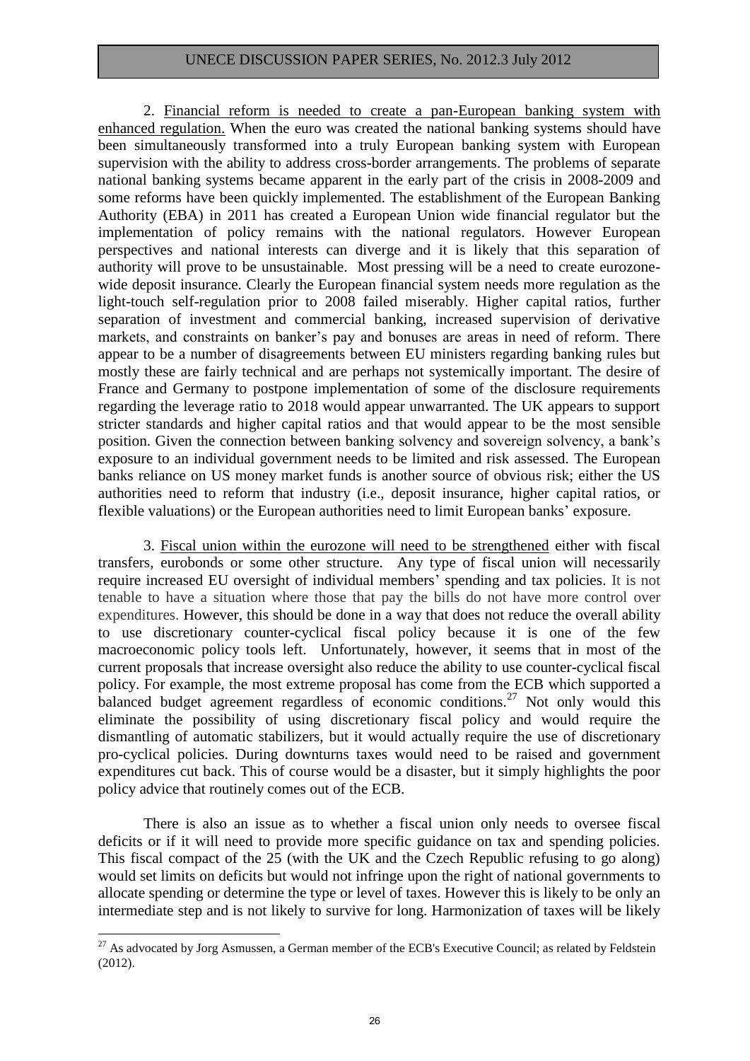2. <u>Financial reform is needed to create a pan-European banking system with enhanced regulation.</u> When the euro was created the national banking systems should have been simultaneously transformed into a truly European banking system with European supervision with the ability to address cross-border arrangements. The problems of separate national banking systems became apparent in the early part of the crisis in 2008-2009 and some reforms have been quickly implemented. The establishment of the European Banking Authority (EBA) in 2011 has created a European Union wide financial regulator but the implementation of policy remains with the national regulators. However European perspectives and national interests can diverge and it is likely that this separation of authority will prove to be unsustainable. Most pressing will be a need to create eurozone-wide deposit insurance. Clearly the European financial system needs more regulation as the light-touch self-regulation prior to 2008 failed miserably. Higher capital ratios, further separation of investment and commercial banking, increased supervision of derivative markets, and constraints on banker's pay and bonuses are areas in need of reform. There appear to be a number of disagreements between EU ministers regarding banking rules but mostly these are fairly technical and are perhaps not systemically important. The desire of France and Germany to postpone implementation of some of the disclosure requirements regarding the leverage ratio to 2018 would appear unwarranted. The UK appears to support stricter standards and higher capital ratios and that would appear to be the most sensible position. Given the connection between banking solvency and sovereign solvency, a bank's exposure to an individual government needs to be limited and risk assessed. The European banks reliance on US money market funds is another source of obvious risk; either the US authorities need to reform that industry (i.e., deposit insurance, higher capital ratios, or flexible valuations) or the European authorities need to limit European banks' exposure.

3. <u>Fiscal union within the eurozone will need to be strengthened</u> either with fiscal transfers, eurobonds or some other structure. Any type of fiscal union will necessarily require increased EU oversight of individual members' spending and tax policies. It is not tenable to have a situation where those that pay the bills do not have more control over expenditures. However, this should be done in a way that does not reduce the overall ability to use discretionary counter-cyclical fiscal policy because it is one of the few macroeconomic policy tools left. Unfortunately, however, it seems that in most of the current proposals that increase oversight also reduce the ability to use counter-cyclical fiscal policy. For example, the most extreme proposal has come from the ECB which supported a balanced budget agreement regardless of economic conditions.[27] Not only would this eliminate the possibility of using discretionary fiscal policy and would require the dismantling of automatic stabilizers, but it would actually require the use of discretionary pro-cyclical policies. During downturns taxes would need to be raised and government expenditures cut back. This of course would be a disaster, but it simply highlights the poor policy advice that routinely comes out of the ECB.

There is also an issue as to whether a fiscal union only needs to oversee fiscal deficits or if it will need to provide more specific guidance on tax and spending policies. This fiscal compact of the 25 (with the UK and the Czech Republic refusing to go along) would set limits on deficits but would not infringe upon the right of national governments to allocate spending or determine the type or level of taxes. However this is likely to be only an intermediate step and is not likely to survive for long. Harmonization of taxes will be likely

---

[27] As advocated by Jorg Asmussen, a German member of the ECB's Executive Council; as related by Feldstein (2012).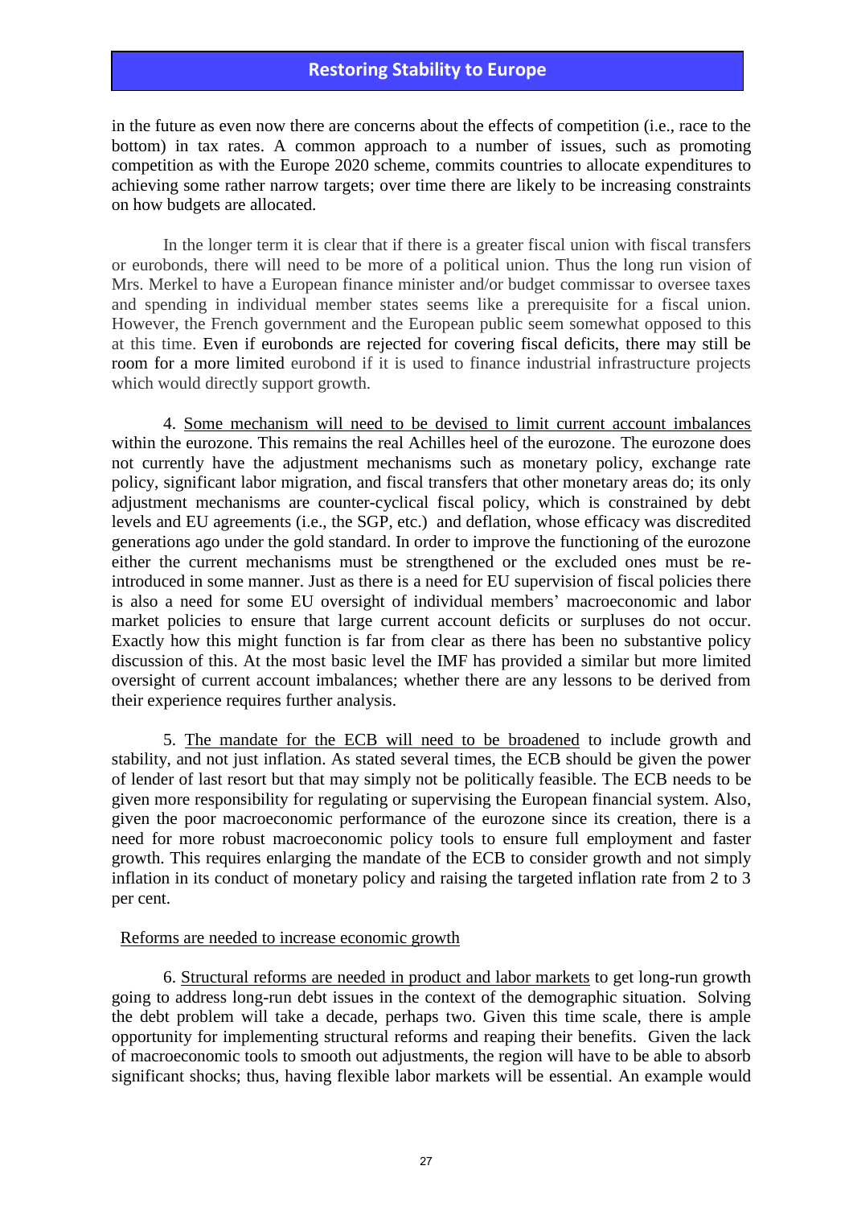in the future as even now there are concerns about the effects of competition (i.e., race to the bottom) in tax rates. A common approach to a number of issues, such as promoting competition as with the Europe 2020 scheme, commits countries to allocate expenditures to achieving some rather narrow targets; over time there are likely to be increasing constraints on how budgets are allocated.

In the longer term it is clear that if there is a greater fiscal union with fiscal transfers or eurobonds, there will need to be more of a political union. Thus the long run vision of Mrs. Merkel to have a European finance minister and/or budget commissar to oversee taxes and spending in individual member states seems like a prerequisite for a fiscal union. However, the French government and the European public seem somewhat opposed to this at this time. Even if eurobonds are rejected for covering fiscal deficits, there may still be room for a more limited eurobond if it is used to finance industrial infrastructure projects which would directly support growth.

4. Some mechanism will need to be devised to limit current account imbalances within the eurozone. This remains the real Achilles heel of the eurozone. The eurozone does not currently have the adjustment mechanisms such as monetary policy, exchange rate policy, significant labor migration, and fiscal transfers that other monetary areas do; its only adjustment mechanisms are counter-cyclical fiscal policy, which is constrained by debt levels and EU agreements (i.e., the SGP, etc.) and deflation, whose efficacy was discredited generations ago under the gold standard. In order to improve the functioning of the eurozone either the current mechanisms must be strengthened or the excluded ones must be re-introduced in some manner. Just as there is a need for EU supervision of fiscal policies there is also a need for some EU oversight of individual members' macroeconomic and labor market policies to ensure that large current account deficits or surpluses do not occur. Exactly how this might function is far from clear as there has been no substantive policy discussion of this. At the most basic level the IMF has provided a similar but more limited oversight of current account imbalances; whether there are any lessons to be derived from their experience requires further analysis.

5. The mandate for the ECB will need to be broadened to include growth and stability, and not just inflation. As stated several times, the ECB should be given the power of lender of last resort but that may simply not be politically feasible. The ECB needs to be given more responsibility for regulating or supervising the European financial system. Also, given the poor macroeconomic performance of the eurozone since its creation, there is a need for more robust macroeconomic policy tools to ensure full employment and faster growth. This requires enlarging the mandate of the ECB to consider growth and not simply inflation in its conduct of monetary policy and raising the targeted inflation rate from 2 to 3 per cent.

Reforms are needed to increase economic growth

6. Structural reforms are needed in product and labor markets to get long-run growth going to address long-run debt issues in the context of the demographic situation. Solving the debt problem will take a decade, perhaps two. Given this time scale, there is ample opportunity for implementing structural reforms and reaping their benefits. Given the lack of macroeconomic tools to smooth out adjustments, the region will have to be able to absorb significant shocks; thus, having flexible labor markets will be essential. An example would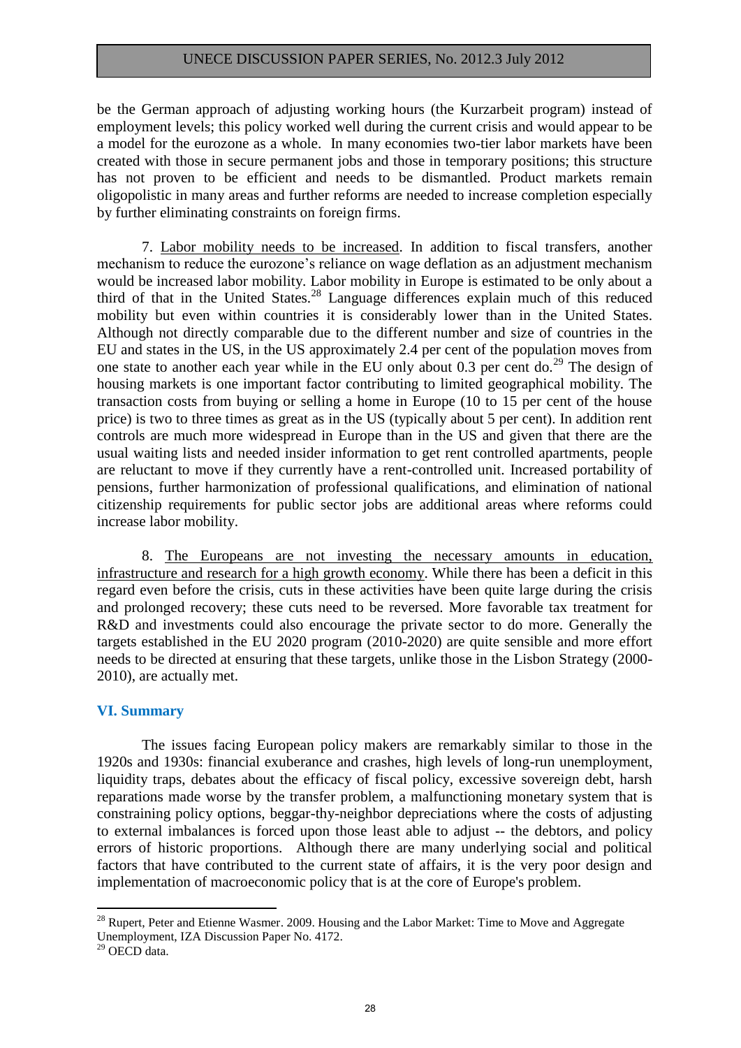be the German approach of adjusting working hours (the Kurzarbeit program) instead of employment levels; this policy worked well during the current crisis and would appear to be a model for the eurozone as a whole. In many economies two-tier labor markets have been created with those in secure permanent jobs and those in temporary positions; this structure has not proven to be efficient and needs to be dismantled. Product markets remain oligopolistic in many areas and further reforms are needed to increase completion especially by further eliminating constraints on foreign firms.

7. Labor mobility needs to be increased. In addition to fiscal transfers, another mechanism to reduce the eurozone's reliance on wage deflation as an adjustment mechanism would be increased labor mobility. Labor mobility in Europe is estimated to be only about a third of that in the United States.[28] Language differences explain much of this reduced mobility but even within countries it is considerably lower than in the United States. Although not directly comparable due to the different number and size of countries in the EU and states in the US, in the US approximately 2.4 per cent of the population moves from one state to another each year while in the EU only about 0.3 per cent do.[29] The design of housing markets is one important factor contributing to limited geographical mobility. The transaction costs from buying or selling a home in Europe (10 to 15 per cent of the house price) is two to three times as great as in the US (typically about 5 per cent). In addition rent controls are much more widespread in Europe than in the US and given that there are the usual waiting lists and needed insider information to get rent controlled apartments, people are reluctant to move if they currently have a rent-controlled unit. Increased portability of pensions, further harmonization of professional qualifications, and elimination of national citizenship requirements for public sector jobs are additional areas where reforms could increase labor mobility.

8. The Europeans are not investing the necessary amounts in education, infrastructure and research for a high growth economy. While there has been a deficit in this regard even before the crisis, cuts in these activities have been quite large during the crisis and prolonged recovery; these cuts need to be reversed. More favorable tax treatment for R&D and investments could also encourage the private sector to do more. Generally the targets established in the EU 2020 program (2010-2020) are quite sensible and more effort needs to be directed at ensuring that these targets, unlike those in the Lisbon Strategy (2000-2010), are actually met.

## VI. Summary

The issues facing European policy makers are remarkably similar to those in the 1920s and 1930s: financial exuberance and crashes, high levels of long-run unemployment, liquidity traps, debates about the efficacy of fiscal policy, excessive sovereign debt, harsh reparations made worse by the transfer problem, a malfunctioning monetary system that is constraining policy options, beggar-thy-neighbor depreciations where the costs of adjusting to external imbalances is forced upon those least able to adjust -- the debtors, and policy errors of historic proportions. Although there are many underlying social and political factors that have contributed to the current state of affairs, it is the very poor design and implementation of macroeconomic policy that is at the core of Europe's problem.

---

[28] Rupert, Peter and Etienne Wasmer. 2009. Housing and the Labor Market: Time to Move and Aggregate Unemployment, IZA Discussion Paper No. 4172.

[29] OECD data.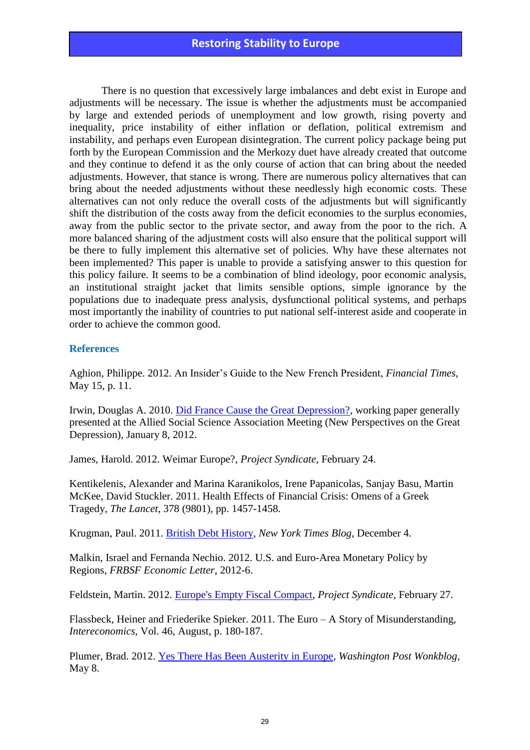There is no question that excessively large imbalances and debt exist in Europe and adjustments will be necessary. The issue is whether the adjustments must be accompanied by large and extended periods of unemployment and low growth, rising poverty and inequality, price instability of either inflation or deflation, political extremism and instability, and perhaps even European disintegration. The current policy package being put forth by the European Commission and the Merkozy duet have already created that outcome and they continue to defend it as the only course of action that can bring about the needed adjustments. However, that stance is wrong. There are numerous policy alternatives that can bring about the needed adjustments without these needlessly high economic costs. These alternatives can not only reduce the overall costs of the adjustments but will significantly shift the distribution of the costs away from the deficit economies to the surplus economies, away from the public sector to the private sector, and away from the poor to the rich. A more balanced sharing of the adjustment costs will also ensure that the political support will be there to fully implement this alternative set of policies. Why have these alternates not been implemented? This paper is unable to provide a satisfying answer to this question for this policy failure. It seems to be a combination of blind ideology, poor economic analysis, an institutional straight jacket that limits sensible options, simple ignorance by the populations due to inadequate press analysis, dysfunctional political systems, and perhaps most importantly the inability of countries to put national self-interest aside and cooperate in order to achieve the common good.

## References

Aghion, Philippe. 2012. An Insider's Guide to the New French President, *Financial Times*, May 15, p. 11.

Irwin, Douglas A. 2010. Did France Cause the Great Depression?, working paper generally presented at the Allied Social Science Association Meeting (New Perspectives on the Great Depression), January 8, 2012.

James, Harold. 2012. Weimar Europe?, *Project Syndicate*, February 24.

Kentikelenis, Alexander and Marina Karanikolos, Irene Papanicolas, Sanjay Basu, Martin McKee, David Stuckler. 2011. Health Effects of Financial Crisis: Omens of a Greek Tragedy, *The Lancet*, 378 (9801), pp. 1457-1458.

Krugman, Paul. 2011. British Debt History, *New York Times Blog*, December 4.

Malkin, Israel and Fernanda Nechio. 2012. U.S. and Euro-Area Monetary Policy by Regions, *FRBSF Economic Letter*, 2012-6.

Feldstein, Martin. 2012. Europe's Empty Fiscal Compact, *Project Syndicate*, February 27.

Flassbeck, Heiner and Friederike Spieker. 2011. The Euro – A Story of Misunderstanding, *Intereconomics*, Vol. 46, August, p. 180-187.

Plumer, Brad. 2012. Yes There Has Been Austerity in Europe, *Washington Post Wonkblog*, May 8.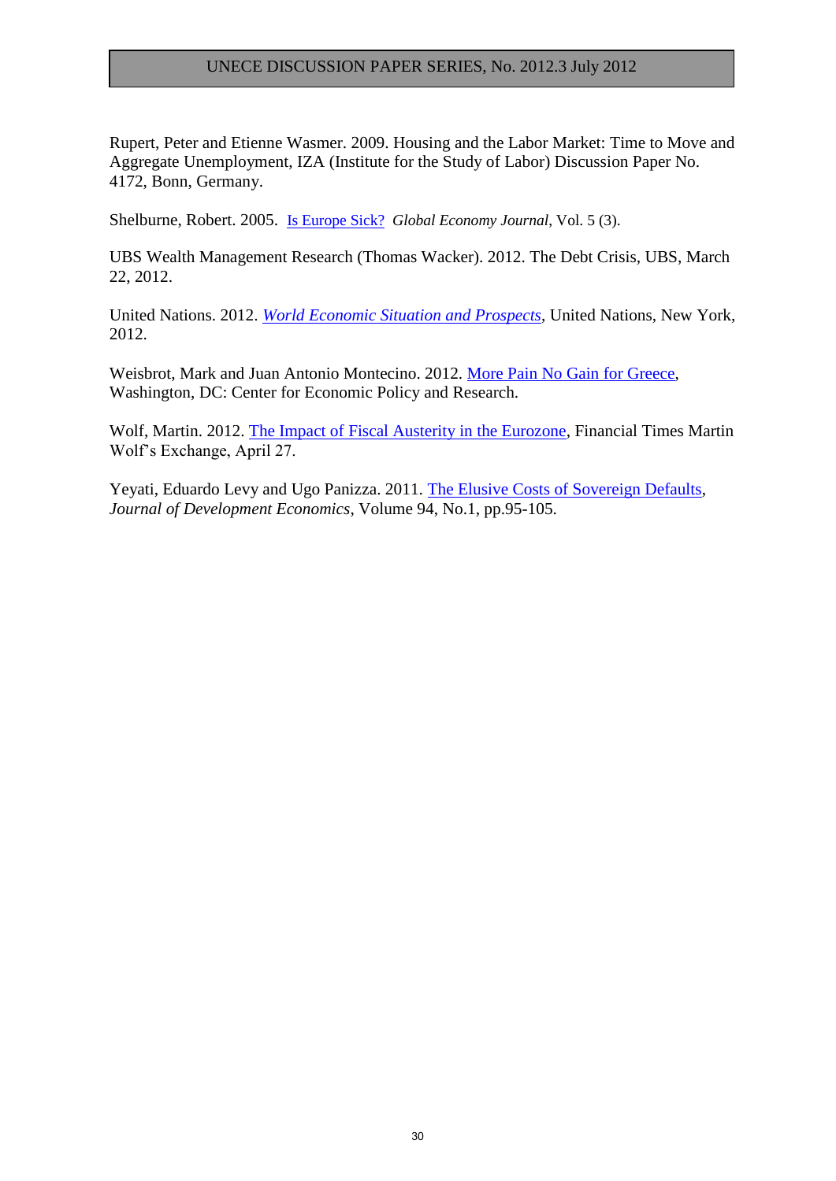Rupert, Peter and Etienne Wasmer. 2009. Housing and the Labor Market: Time to Move and Aggregate Unemployment, IZA (Institute for the Study of Labor) Discussion Paper No. 4172, Bonn, Germany.

Shelburne, Robert. 2005. Is Europe Sick? *Global Economy Journal*, Vol. 5 (3).

UBS Wealth Management Research (Thomas Wacker). 2012. The Debt Crisis, UBS, March 22, 2012.

United Nations. 2012. *World Economic Situation and Prospects*, United Nations, New York, 2012.

Weisbrot, Mark and Juan Antonio Montecino. 2012. More Pain No Gain for Greece, Washington, DC: Center for Economic Policy and Research.

Wolf, Martin. 2012. The Impact of Fiscal Austerity in the Eurozone, Financial Times Martin Wolf's Exchange, April 27.

Yeyati, Eduardo Levy and Ugo Panizza. 2011. The Elusive Costs of Sovereign Defaults, *Journal of Development Economics*, Volume 94, No.1, pp.95-105.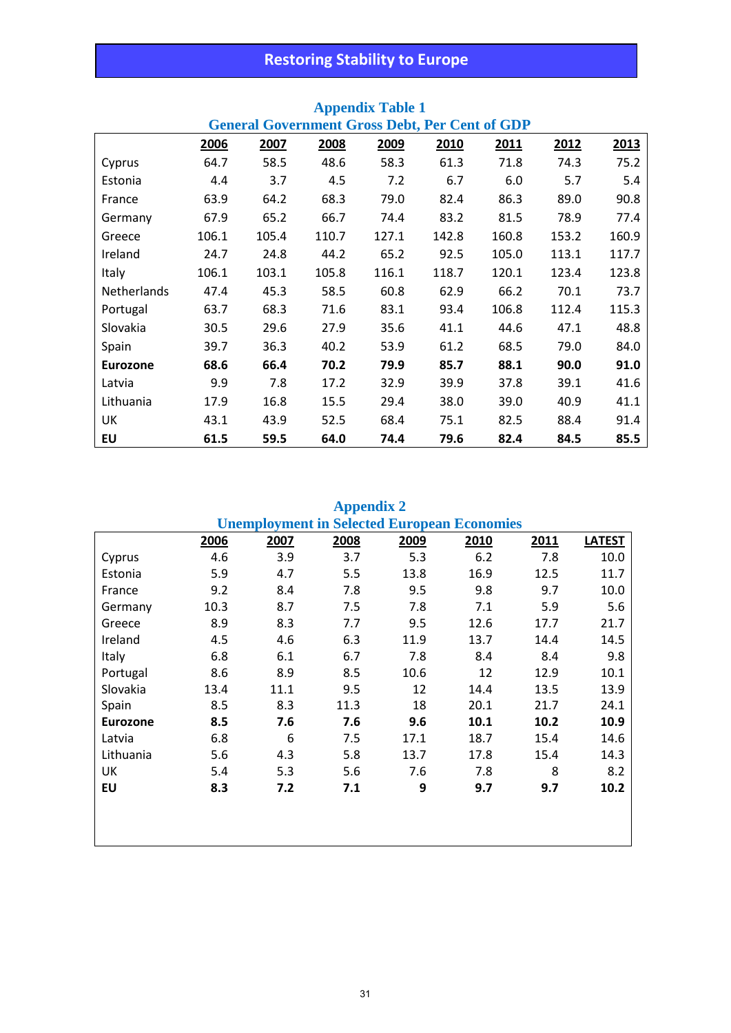## Appendix Table 1

### General Government Gross Debt, Per Cent of GDP

| | 2006 | 2007 | 2008 | 2009 | 2010 | 2011 | 2012 | 2013 |
|---|---|---|---|---|---|---|---|---|
| Cyprus | 64.7 | 58.5 | 48.6 | 58.3 | 61.3 | 71.8 | 74.3 | 75.2 |
| Estonia | 4.4 | 3.7 | 4.5 | 7.2 | 6.7 | 6.0 | 5.7 | 5.4 |
| France | 63.9 | 64.2 | 68.3 | 79.0 | 82.4 | 86.3 | 89.0 | 90.8 |
| Germany | 67.9 | 65.2 | 66.7 | 74.4 | 83.2 | 81.5 | 78.9 | 77.4 |
| Greece | 106.1 | 105.4 | 110.7 | 127.1 | 142.8 | 160.8 | 153.2 | 160.9 |
| Ireland | 24.7 | 24.8 | 44.2 | 65.2 | 92.5 | 105.0 | 113.1 | 117.7 |
| Italy | 106.1 | 103.1 | 105.8 | 116.1 | 118.7 | 120.1 | 123.4 | 123.8 |
| Netherlands | 47.4 | 45.3 | 58.5 | 60.8 | 62.9 | 66.2 | 70.1 | 73.7 |
| Portugal | 63.7 | 68.3 | 71.6 | 83.1 | 93.4 | 106.8 | 112.4 | 115.3 |
| Slovakia | 30.5 | 29.6 | 27.9 | 35.6 | 41.1 | 44.6 | 47.1 | 48.8 |
| Spain | 39.7 | 36.3 | 40.2 | 53.9 | 61.2 | 68.5 | 79.0 | 84.0 |
| **Eurozone** | **68.6** | **66.4** | **70.2** | **79.9** | **85.7** | **88.1** | **90.0** | **91.0** |
| Latvia | 9.9 | 7.8 | 17.2 | 32.9 | 39.9 | 37.8 | 39.1 | 41.6 |
| Lithuania | 17.9 | 16.8 | 15.5 | 29.4 | 38.0 | 39.0 | 40.9 | 41.1 |
| UK | 43.1 | 43.9 | 52.5 | 68.4 | 75.1 | 82.5 | 88.4 | 91.4 |
| **EU** | **61.5** | **59.5** | **64.0** | **74.4** | **79.6** | **82.4** | **84.5** | **85.5** |

## Appendix 2

### Unemployment in Selected European Economies

| | 2006 | 2007 | 2008 | 2009 | 2010 | 2011 | LATEST |
|---|---|---|---|---|---|---|---|
| Cyprus | 4.6 | 3.9 | 3.7 | 5.3 | 6.2 | 7.8 | 10.0 |
| Estonia | 5.9 | 4.7 | 5.5 | 13.8 | 16.9 | 12.5 | 11.7 |
| France | 9.2 | 8.4 | 7.8 | 9.5 | 9.8 | 9.7 | 10.0 |
| Germany | 10.3 | 8.7 | 7.5 | 7.8 | 7.1 | 5.9 | 5.6 |
| Greece | 8.9 | 8.3 | 7.7 | 9.5 | 12.6 | 17.7 | 21.7 |
| Ireland | 4.5 | 4.6 | 6.3 | 11.9 | 13.7 | 14.4 | 14.5 |
| Italy | 6.8 | 6.1 | 6.7 | 7.8 | 8.4 | 8.4 | 9.8 |
| Portugal | 8.6 | 8.9 | 8.5 | 10.6 | 12 | 12.9 | 10.1 |
| Slovakia | 13.4 | 11.1 | 9.5 | 12 | 14.4 | 13.5 | 13.9 |
| Spain | 8.5 | 8.3 | 11.3 | 18 | 20.1 | 21.7 | 24.1 |
| **Eurozone** | **8.5** | **7.6** | **7.6** | **9.6** | **10.1** | **10.2** | **10.9** |
| Latvia | 6.8 | 6 | 7.5 | 17.1 | 18.7 | 15.4 | 14.6 |
| Lithuania | 5.6 | 4.3 | 5.8 | 13.7 | 17.8 | 15.4 | 14.3 |
| UK | 5.4 | 5.3 | 5.6 | 7.6 | 7.8 | 8 | 8.2 |
| **EU** | **8.3** | **7.2** | **7.1** | **9** | **9.7** | **9.7** | **10.2** |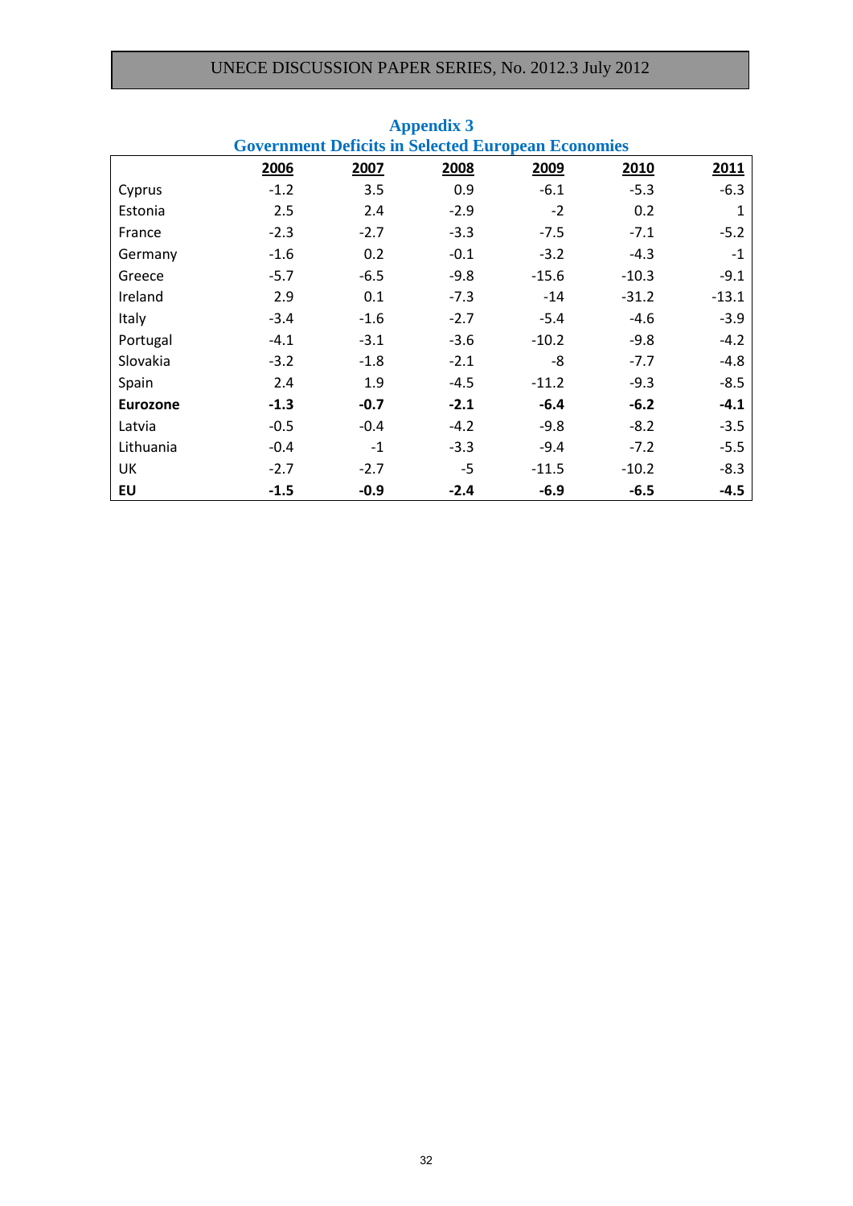## Appendix 3
## Government Deficits in Selected European Economies

| | 2006 | 2007 | 2008 | 2009 | 2010 | 2011 |
|---|---|---|---|---|---|---|
| Cyprus | -1.2 | 3.5 | 0.9 | -6.1 | -5.3 | -6.3 |
| Estonia | 2.5 | 2.4 | -2.9 | -2 | 0.2 | 1 |
| France | -2.3 | -2.7 | -3.3 | -7.5 | -7.1 | -5.2 |
| Germany | -1.6 | 0.2 | -0.1 | -3.2 | -4.3 | -1 |
| Greece | -5.7 | -6.5 | -9.8 | -15.6 | -10.3 | -9.1 |
| Ireland | 2.9 | 0.1 | -7.3 | -14 | -31.2 | -13.1 |
| Italy | -3.4 | -1.6 | -2.7 | -5.4 | -4.6 | -3.9 |
| Portugal | -4.1 | -3.1 | -3.6 | -10.2 | -9.8 | -4.2 |
| Slovakia | -3.2 | -1.8 | -2.1 | -8 | -7.7 | -4.8 |
| Spain | 2.4 | 1.9 | -4.5 | -11.2 | -9.3 | -8.5 |
| **Eurozone** | **-1.3** | **-0.7** | **-2.1** | **-6.4** | **-6.2** | **-4.1** |
| Latvia | -0.5 | -0.4 | -4.2 | -9.8 | -8.2 | -3.5 |
| Lithuania | -0.4 | -1 | -3.3 | -9.4 | -7.2 | -5.5 |
| UK | -2.7 | -2.7 | -5 | -11.5 | -10.2 | -8.3 |
| **EU** | **-1.5** | **-0.9** | **-2.4** | **-6.9** | **-6.5** | **-4.5** |